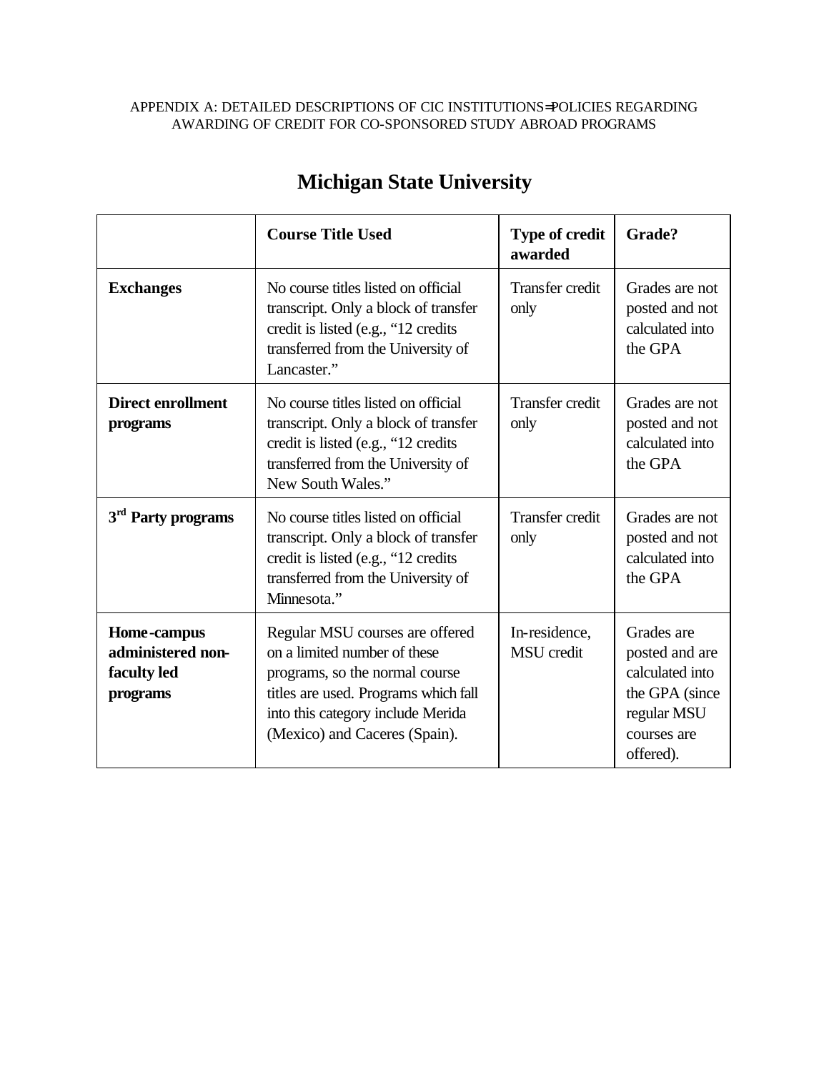APPENDIX A: DETAILED DESCRIPTIONS OF CIC INSTITUTIONS=POLICIES REGARDING AWARDING OF CREDIT FOR CO-SPONSORED STUDY ABROAD PROGRAMS

# Michigan State University

| | Course Title Used | Type of credit awarded | Grade? |
|---|---|---|---|
| **Exchanges** | No course titles listed on official transcript. Only a block of transfer credit is listed (e.g., "12 credits transferred from the University of Lancaster." | Transfer credit only | Grades are not posted and not calculated into the GPA |
| **Direct enrollment programs** | No course titles listed on official transcript. Only a block of transfer credit is listed (e.g., "12 credits transferred from the University of New South Wales." | Transfer credit only | Grades are not posted and not calculated into the GPA |
| **3rd Party programs** | No course titles listed on official transcript. Only a block of transfer credit is listed (e.g., "12 credits transferred from the University of Minnesota." | Transfer credit only | Grades are not posted and not calculated into the GPA |
| **Home-campus administered non-faculty led programs** | Regular MSU courses are offered on a limited number of these programs, so the normal course titles are used. Programs which fall into this category include Merida (Mexico) and Caceres (Spain). | In-residence, MSU credit | Grades are posted and are calculated into the GPA (since regular MSU courses are offered). |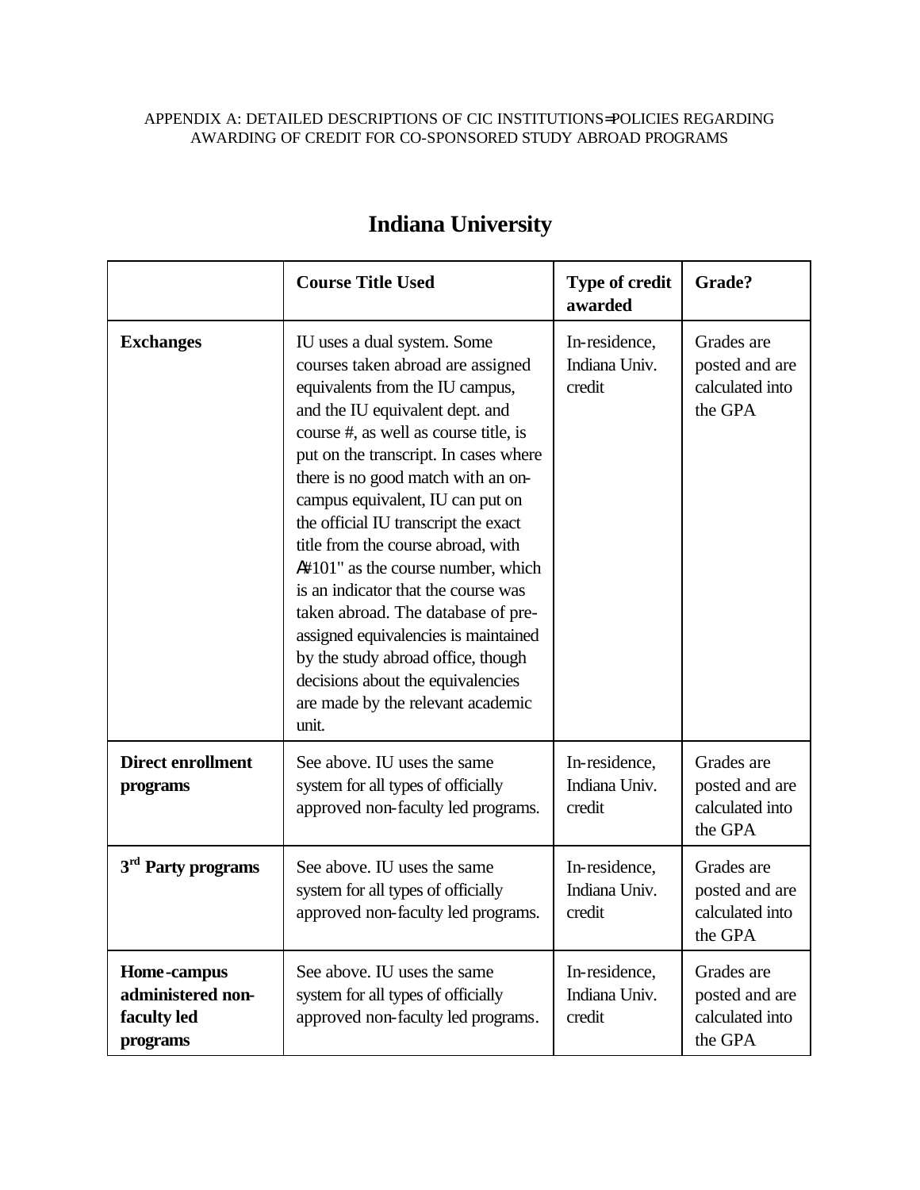APPENDIX A: DETAILED DESCRIPTIONS OF CIC INSTITUTIONS=POLICIES REGARDING AWARDING OF CREDIT FOR CO-SPONSORED STUDY ABROAD PROGRAMS

# Indiana University

| | Course Title Used | Type of credit awarded | Grade? |
|---|---|---|---|
| **Exchanges** | IU uses a dual system. Some courses taken abroad are assigned equivalents from the IU campus, and the IU equivalent dept. and course #, as well as course title, is put on the transcript. In cases where there is no good match with an on-campus equivalent, IU can put on the official IU transcript the exact title from the course abroad, with A#101" as the course number, which is an indicator that the course was taken abroad. The database of pre-assigned equivalencies is maintained by the study abroad office, though decisions about the equivalencies are made by the relevant academic unit. | In-residence, Indiana Univ. credit | Grades are posted and are calculated into the GPA |
| **Direct enrollment programs** | See above. IU uses the same system for all types of officially approved non-faculty led programs. | In-residence, Indiana Univ. credit | Grades are posted and are calculated into the GPA |
| **3rd Party programs** | See above. IU uses the same system for all types of officially approved non-faculty led programs. | In-residence, Indiana Univ. credit | Grades are posted and are calculated into the GPA |
| **Home-campus administered non-faculty led programs** | See above. IU uses the same system for all types of officially approved non-faculty led programs. | In-residence, Indiana Univ. credit | Grades are posted and are calculated into the GPA |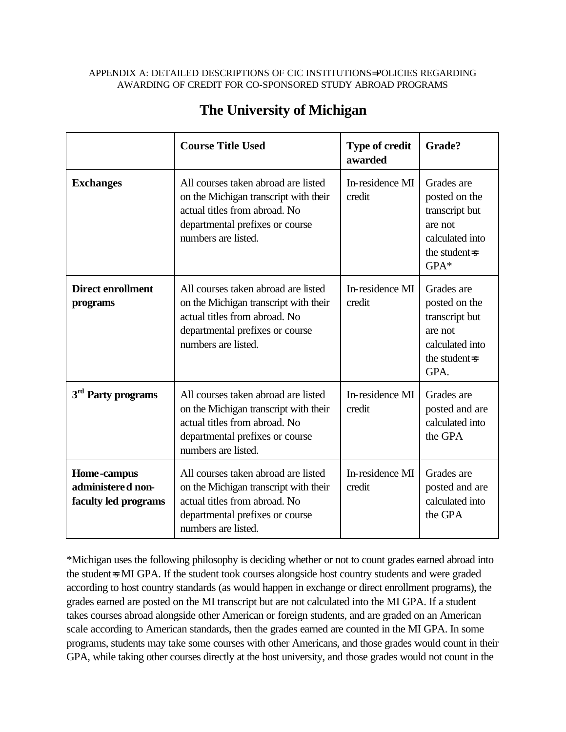APPENDIX A: DETAILED DESCRIPTIONS OF CIC INSTITUTIONS=POLICIES REGARDING AWARDING OF CREDIT FOR CO-SPONSORED STUDY ABROAD PROGRAMS

# The University of Michigan

| | Course Title Used | Type of credit awarded | Grade? |
|---|---|---|---|
| **Exchanges** | All courses taken abroad are listed on the Michigan transcript with their actual titles from abroad. No departmental prefixes or course numbers are listed. | In-residence MI credit | Grades are posted on the transcript but are not calculated into the student=s GPA* |
| **Direct enrollment programs** | All courses taken abroad are listed on the Michigan transcript with their actual titles from abroad. No departmental prefixes or course numbers are listed. | In-residence MI credit | Grades are posted on the transcript but are not calculated into the student=s GPA. |
| **3rd Party programs** | All courses taken abroad are listed on the Michigan transcript with their actual titles from abroad. No departmental prefixes or course numbers are listed. | In-residence MI credit | Grades are posted and are calculated into the GPA |
| **Home-campus administered non-faculty led programs** | All courses taken abroad are listed on the Michigan transcript with their actual titles from abroad. No departmental prefixes or course numbers are listed. | In-residence MI credit | Grades are posted and are calculated into the GPA |

*Michigan uses the following philosophy is deciding whether or not to count grades earned abroad into the student=s MI GPA. If the student took courses alongside host country students and were graded according to host country standards (as would happen in exchange or direct enrollment programs), the grades earned are posted on the MI transcript but are not calculated into the MI GPA. If a student takes courses abroad alongside other American or foreign students, and are graded on an American scale according to American standards, then the grades earned are counted in the MI GPA. In some programs, students may take some courses with other Americans, and those grades would count in their GPA, while taking other courses directly at the host university, and those grades would not count in the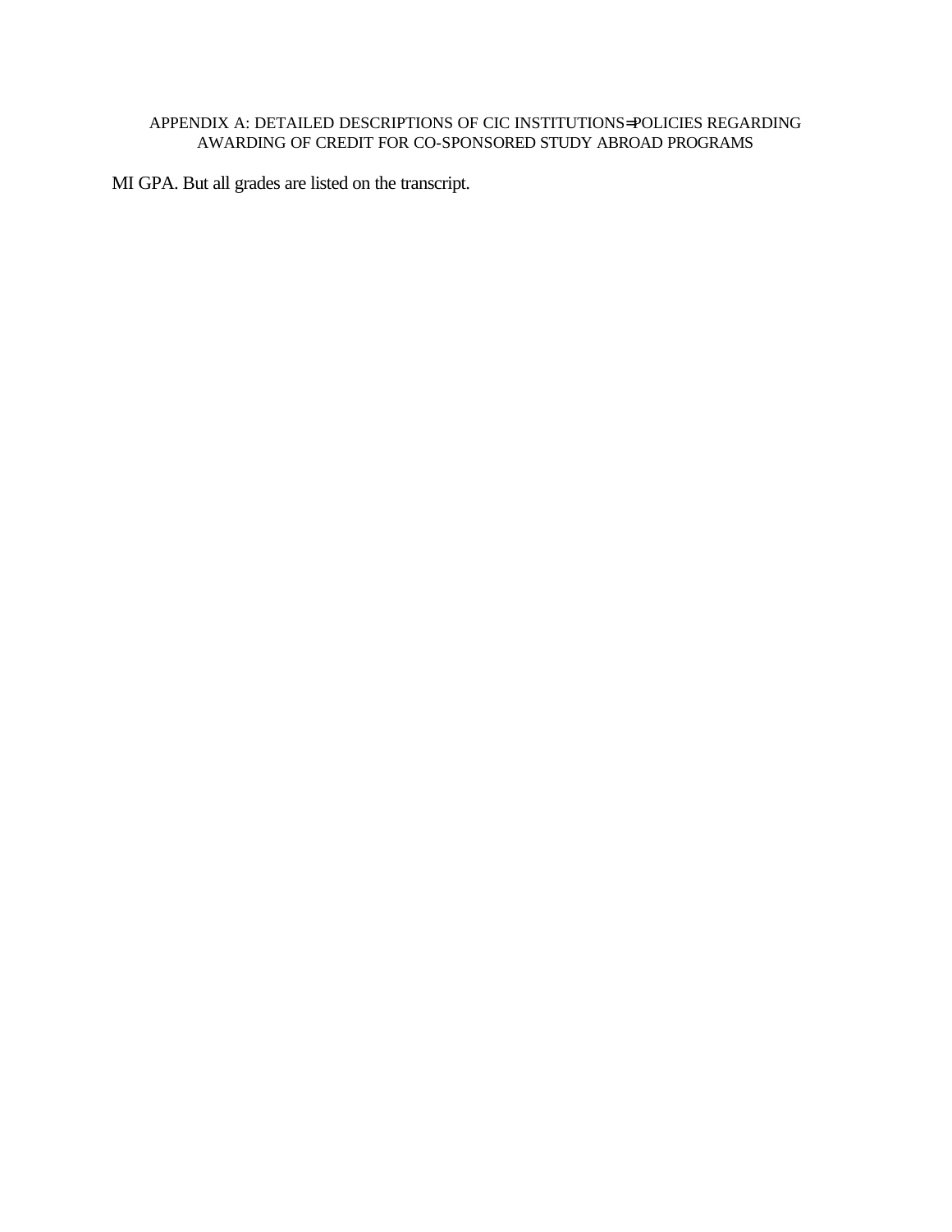MI GPA. But all grades are listed on the transcript.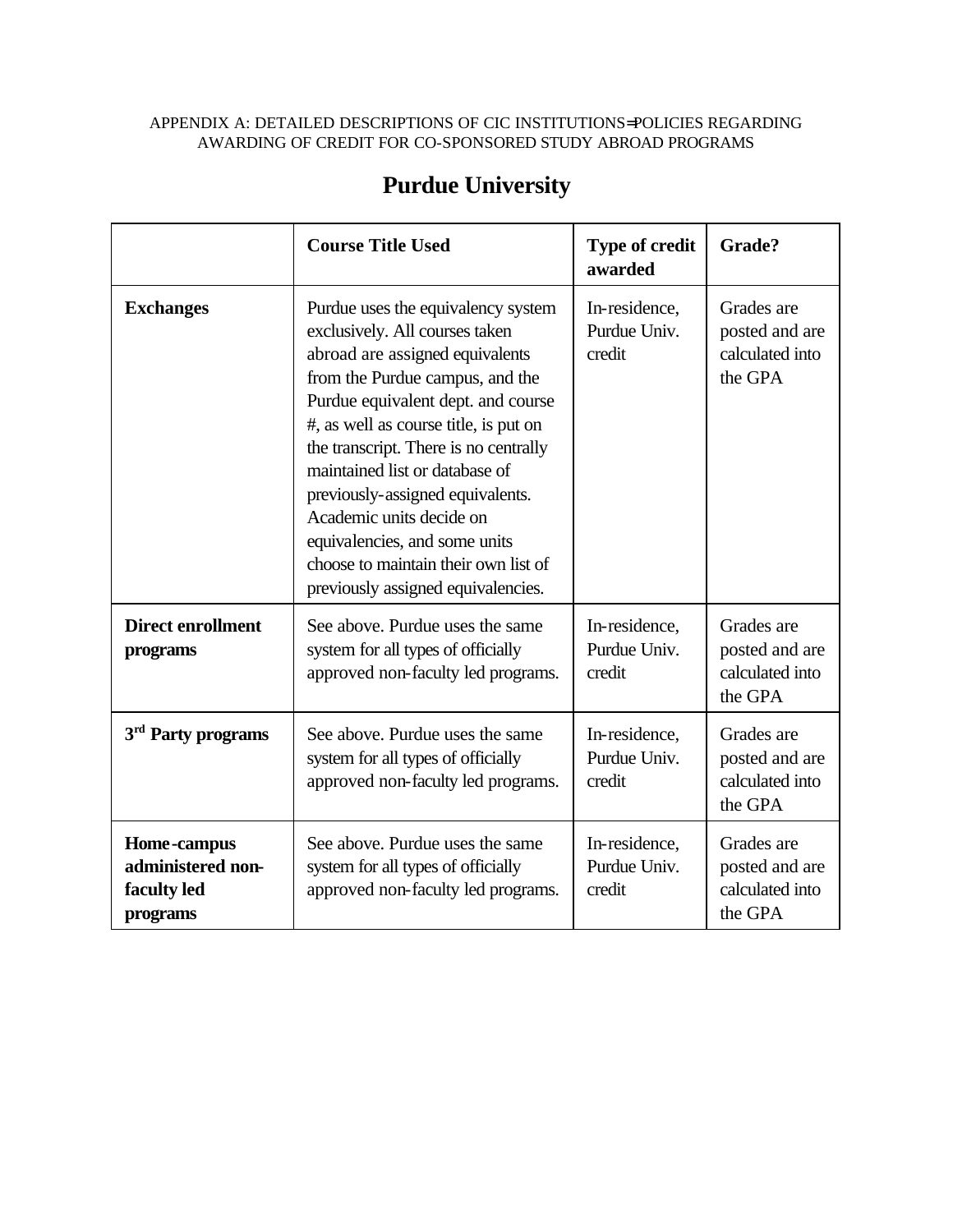APPENDIX A: DETAILED DESCRIPTIONS OF CIC INSTITUTIONS=POLICIES REGARDING AWARDING OF CREDIT FOR CO-SPONSORED STUDY ABROAD PROGRAMS

# Purdue University

| | **Course Title Used** | **Type of credit awarded** | **Grade?** |
|---|---|---|---|
| **Exchanges** | Purdue uses the equivalency system exclusively. All courses taken abroad are assigned equivalents from the Purdue campus, and the Purdue equivalent dept. and course #, as well as course title, is put on the transcript. There is no centrally maintained list or database of previously-assigned equivalents. Academic units decide on equivalencies, and some units choose to maintain their own list of previously assigned equivalencies. | In-residence, Purdue Univ. credit | Grades are posted and are calculated into the GPA |
| **Direct enrollment programs** | See above. Purdue uses the same system for all types of officially approved non-faculty led programs. | In-residence, Purdue Univ. credit | Grades are posted and are calculated into the GPA |
| **3rd Party programs** | See above. Purdue uses the same system for all types of officially approved non-faculty led programs. | In-residence, Purdue Univ. credit | Grades are posted and are calculated into the GPA |
| **Home-campus administered non-faculty led programs** | See above. Purdue uses the same system for all types of officially approved non-faculty led programs. | In-residence, Purdue Univ. credit | Grades are posted and are calculated into the GPA |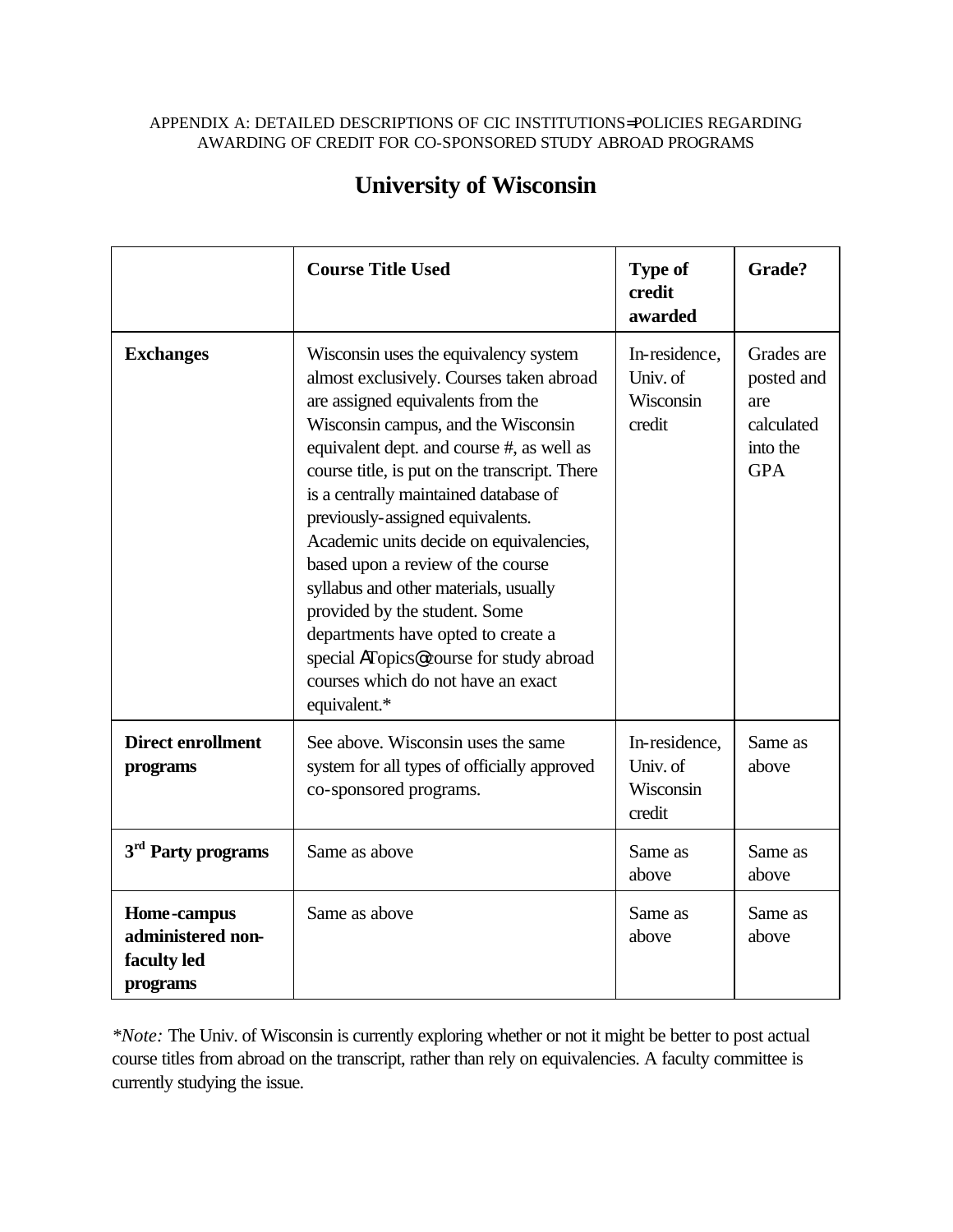APPENDIX A: DETAILED DESCRIPTIONS OF CIC INSTITUTIONS=POLICIES REGARDING AWARDING OF CREDIT FOR CO-SPONSORED STUDY ABROAD PROGRAMS

# University of Wisconsin

| | Course Title Used | Type of credit awarded | Grade? |
|---|---|---|---|
| **Exchanges** | Wisconsin uses the equivalency system almost exclusively. Courses taken abroad are assigned equivalents from the Wisconsin campus, and the Wisconsin equivalent dept. and course #, as well as course title, is put on the transcript. There is a centrally maintained database of previously-assigned equivalents. Academic units decide on equivalencies, based upon a review of the course syllabus and other materials, usually provided by the student. Some departments have opted to create a special ATopics@ course for study abroad courses which do not have an exact equivalent.* | In-residence, Univ. of Wisconsin credit | Grades are posted and are calculated into the GPA |
| **Direct enrollment programs** | See above. Wisconsin uses the same system for all types of officially approved co-sponsored programs. | In-residence, Univ. of Wisconsin credit | Same as above |
| **3rd Party programs** | Same as above | Same as above | Same as above |
| **Home-campus administered non-faculty led programs** | Same as above | Same as above | Same as above |

**Note:* The Univ. of Wisconsin is currently exploring whether or not it might be better to post actual course titles from abroad on the transcript, rather than rely on equivalencies. A faculty committee is currently studying the issue.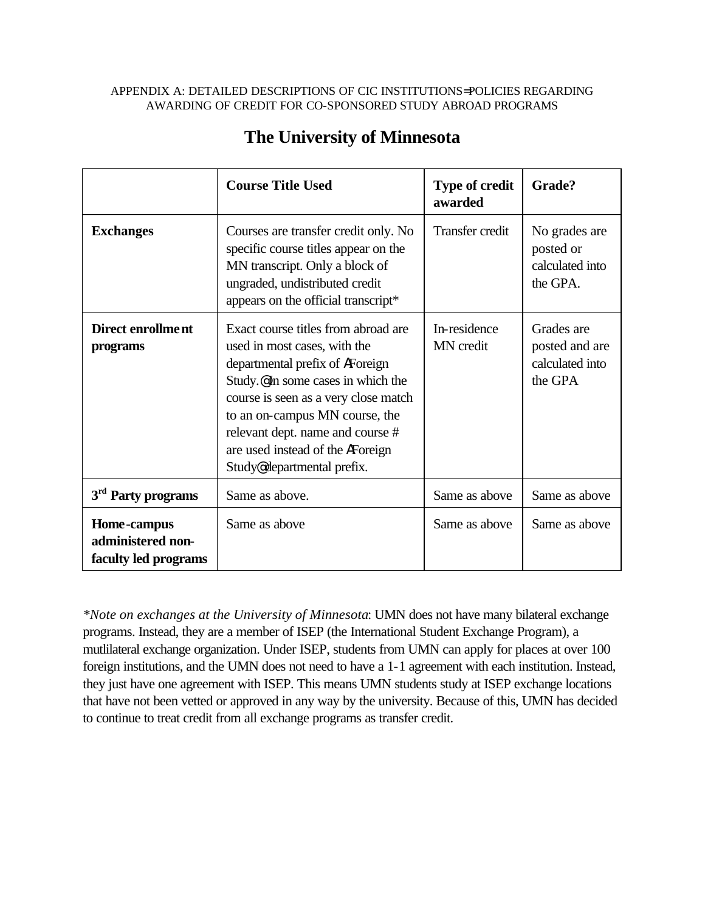APPENDIX A: DETAILED DESCRIPTIONS OF CIC INSTITUTIONS=POLICIES REGARDING AWARDING OF CREDIT FOR CO-SPONSORED STUDY ABROAD PROGRAMS

# The University of Minnesota

| | Course Title Used | Type of credit awarded | Grade? |
|---|---|---|---|
| **Exchanges** | Courses are transfer credit only. No specific course titles appear on the MN transcript. Only a block of ungraded, undistributed credit appears on the official transcript* | Transfer credit | No grades are posted or calculated into the GPA. |
| **Direct enrollment programs** | Exact course titles from abroad are used in most cases, with the departmental prefix of AForeign Study.@ In some cases in which the course is seen as a very close match to an on-campus MN course, the relevant dept. name and course # are used instead of the AForeign Study@ departmental prefix. | In-residence MN credit | Grades are posted and are calculated into the GPA |
| **3rd Party programs** | Same as above. | Same as above | Same as above |
| **Home-campus administered non-faculty led programs** | Same as above | Same as above | Same as above |

**Note on exchanges at the University of Minnesota*: UMN does not have many bilateral exchange programs. Instead, they are a member of ISEP (the International Student Exchange Program), a mutlilateral exchange organization. Under ISEP, students from UMN can apply for places at over 100 foreign institutions, and the UMN does not need to have a 1-1 agreement with each institution. Instead, they just have one agreement with ISEP. This means UMN students study at ISEP exchange locations that have not been vetted or approved in any way by the university. Because of this, UMN has decided to continue to treat credit from all exchange programs as transfer credit.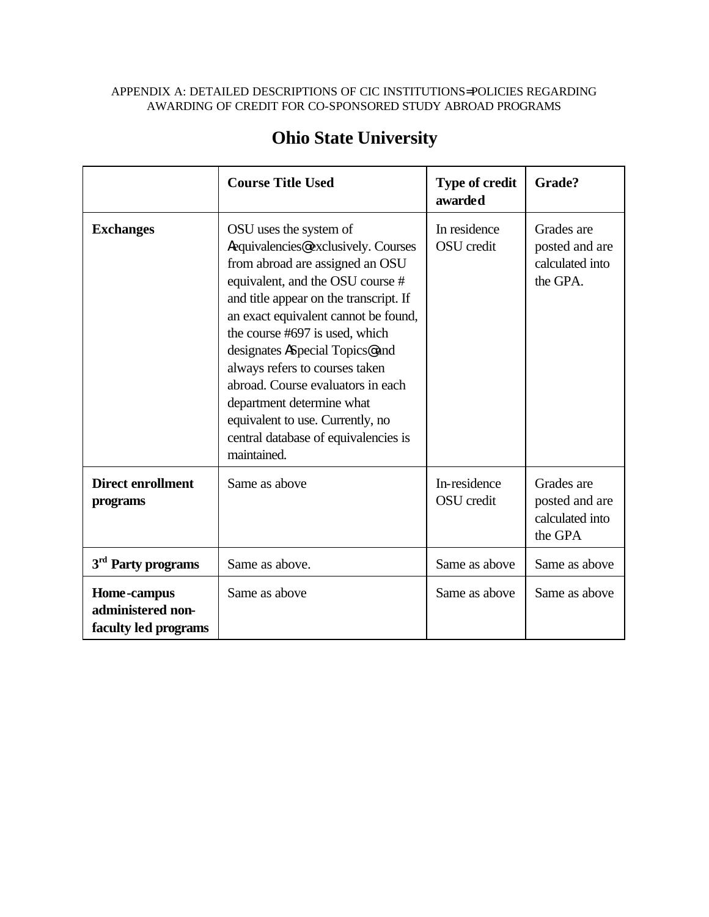APPENDIX A: DETAILED DESCRIPTIONS OF CIC INSTITUTIONS=POLICIES REGARDING AWARDING OF CREDIT FOR CO-SPONSORED STUDY ABROAD PROGRAMS

# Ohio State University

| | Course Title Used | Type of credit awarded | Grade? |
|---|---|---|---|
| **Exchanges** | OSU uses the system of Aequivalencies@ exclusively. Courses from abroad are assigned an OSU equivalent, and the OSU course # and title appear on the transcript. If an exact equivalent cannot be found, the course #697 is used, which designates ASpecial Topics@ and always refers to courses taken abroad. Course evaluators in each department determine what equivalent to use. Currently, no central database of equivalencies is maintained. | In residence OSU credit | Grades are posted and are calculated into the GPA. |
| **Direct enrollment programs** | Same as above | In-residence OSU credit | Grades are posted and are calculated into the GPA |
| **3rd Party programs** | Same as above. | Same as above | Same as above |
| **Home-campus administered non-faculty led programs** | Same as above | Same as above | Same as above |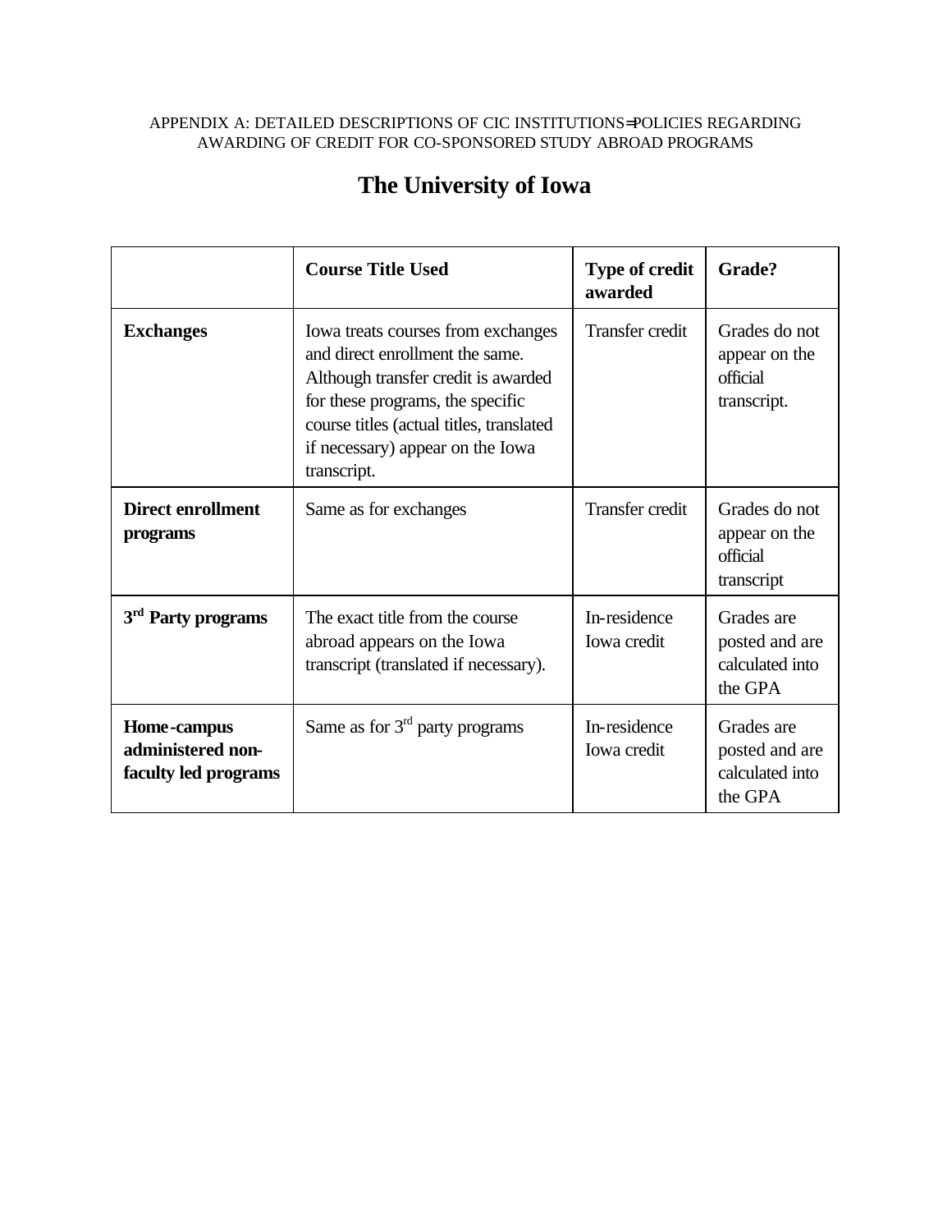APPENDIX A: DETAILED DESCRIPTIONS OF CIC INSTITUTIONS=POLICIES REGARDING AWARDING OF CREDIT FOR CO-SPONSORED STUDY ABROAD PROGRAMS

# The University of Iowa

| | Course Title Used | Type of credit awarded | Grade? |
|---|---|---|---|
| **Exchanges** | Iowa treats courses from exchanges and direct enrollment the same. Although transfer credit is awarded for these programs, the specific course titles (actual titles, translated if necessary) appear on the Iowa transcript. | Transfer credit | Grades do not appear on the official transcript. |
| **Direct enrollment programs** | Same as for exchanges | Transfer credit | Grades do not appear on the official transcript |
| **3rd Party programs** | The exact title from the course abroad appears on the Iowa transcript (translated if necessary). | In-residence Iowa credit | Grades are posted and are calculated into the GPA |
| **Home-campus administered non-faculty led programs** | Same as for 3rd party programs | In-residence Iowa credit | Grades are posted and are calculated into the GPA |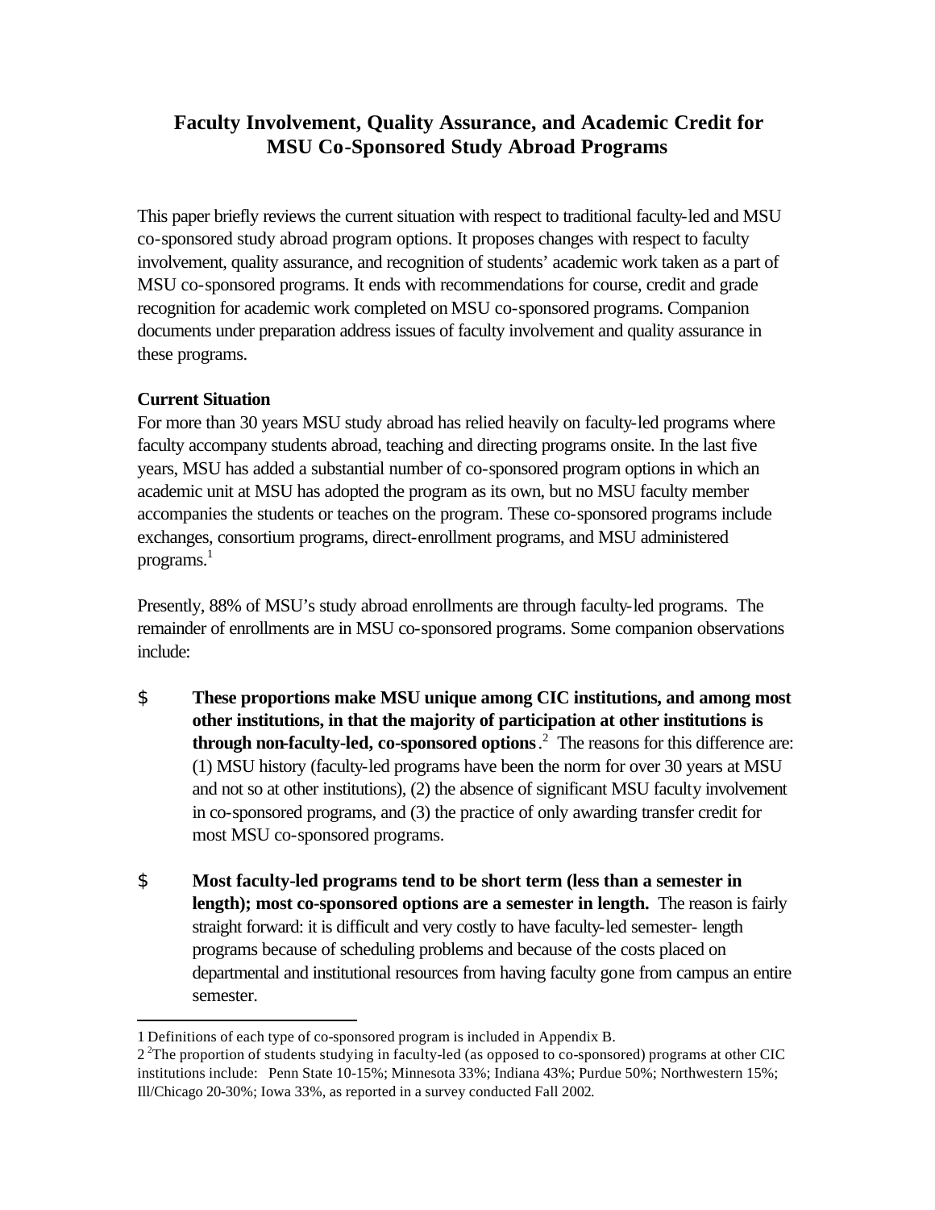## Faculty Involvement, Quality Assurance, and Academic Credit for MSU Co-Sponsored Study Abroad Programs

This paper briefly reviews the current situation with respect to traditional faculty-led and MSU co-sponsored study abroad program options. It proposes changes with respect to faculty involvement, quality assurance, and recognition of students' academic work taken as a part of MSU co-sponsored programs. It ends with recommendations for course, credit and grade recognition for academic work completed on MSU co-sponsored programs. Companion documents under preparation address issues of faculty involvement and quality assurance in these programs.

**Current Situation**

For more than 30 years MSU study abroad has relied heavily on faculty-led programs where faculty accompany students abroad, teaching and directing programs onsite. In the last five years, MSU has added a substantial number of co-sponsored program options in which an academic unit at MSU has adopted the program as its own, but no MSU faculty member accompanies the students or teaches on the program. These co-sponsored programs include exchanges, consortium programs, direct-enrollment programs, and MSU administered programs.[1]

Presently, 88% of MSU's study abroad enrollments are through faculty-led programs. The remainder of enrollments are in MSU co-sponsored programs. Some companion observations include:

- **These proportions make MSU unique among CIC institutions, and among most other institutions, in that the majority of participation at other institutions is through non-faculty-led, co-sponsored options**.[2] The reasons for this difference are: (1) MSU history (faculty-led programs have been the norm for over 30 years at MSU and not so at other institutions), (2) the absence of significant MSU faculty involvement in co-sponsored programs, and (3) the practice of only awarding transfer credit for most MSU co-sponsored programs.

- **Most faculty-led programs tend to be short term (less than a semester in length); most co-sponsored options are a semester in length.** The reason is fairly straight forward: it is difficult and very costly to have faculty-led semester- length programs because of scheduling problems and because of the costs placed on departmental and institutional resources from having faculty gone from campus an entire semester.

---

1 Definitions of each type of co-sponsored program is included in Appendix B.

2 [2]The proportion of students studying in faculty-led (as opposed to co-sponsored) programs at other CIC institutions include: Penn State 10-15%; Minnesota 33%; Indiana 43%; Purdue 50%; Northwestern 15%; Ill/Chicago 20-30%; Iowa 33%, as reported in a survey conducted Fall 2002.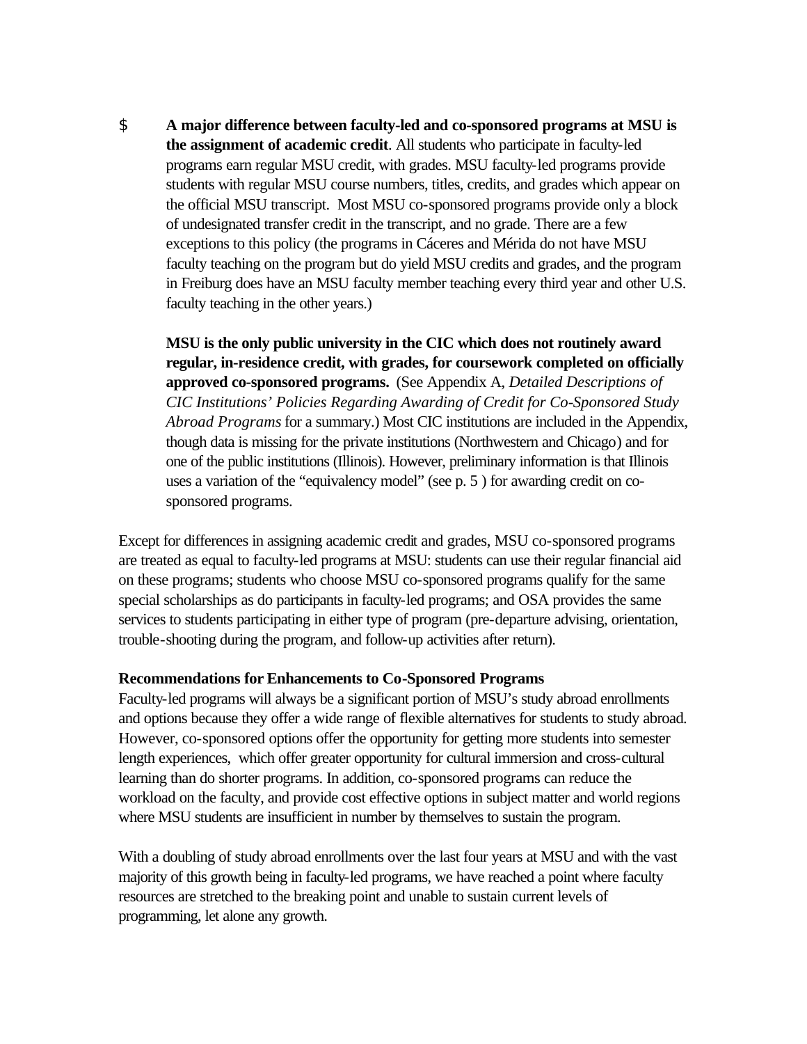$ **A major difference between faculty-led and co-sponsored programs at MSU is the assignment of academic credit**. All students who participate in faculty-led programs earn regular MSU credit, with grades. MSU faculty-led programs provide students with regular MSU course numbers, titles, credits, and grades which appear on the official MSU transcript. Most MSU co-sponsored programs provide only a block of undesignated transfer credit in the transcript, and no grade. There are a few exceptions to this policy (the programs in Cáceres and Mérida do not have MSU faculty teaching on the program but do yield MSU credits and grades, and the program in Freiburg does have an MSU faculty member teaching every third year and other U.S. faculty teaching in the other years.)

**MSU is the only public university in the CIC which does not routinely award regular, in-residence credit, with grades, for coursework completed on officially approved co-sponsored programs.** (See Appendix A, *Detailed Descriptions of CIC Institutions' Policies Regarding Awarding of Credit for Co-Sponsored Study Abroad Programs* for a summary.) Most CIC institutions are included in the Appendix, though data is missing for the private institutions (Northwestern and Chicago) and for one of the public institutions (Illinois). However, preliminary information is that Illinois uses a variation of the "equivalency model" (see p. 5 ) for awarding credit on co-sponsored programs.

Except for differences in assigning academic credit and grades, MSU co-sponsored programs are treated as equal to faculty-led programs at MSU: students can use their regular financial aid on these programs; students who choose MSU co-sponsored programs qualify for the same special scholarships as do participants in faculty-led programs; and OSA provides the same services to students participating in either type of program (pre-departure advising, orientation, trouble-shooting during the program, and follow-up activities after return).

**Recommendations for Enhancements to Co-Sponsored Programs**

Faculty-led programs will always be a significant portion of MSU's study abroad enrollments and options because they offer a wide range of flexible alternatives for students to study abroad. However, co-sponsored options offer the opportunity for getting more students into semester length experiences, which offer greater opportunity for cultural immersion and cross-cultural learning than do shorter programs. In addition, co-sponsored programs can reduce the workload on the faculty, and provide cost effective options in subject matter and world regions where MSU students are insufficient in number by themselves to sustain the program.

With a doubling of study abroad enrollments over the last four years at MSU and with the vast majority of this growth being in faculty-led programs, we have reached a point where faculty resources are stretched to the breaking point and unable to sustain current levels of programming, let alone any growth.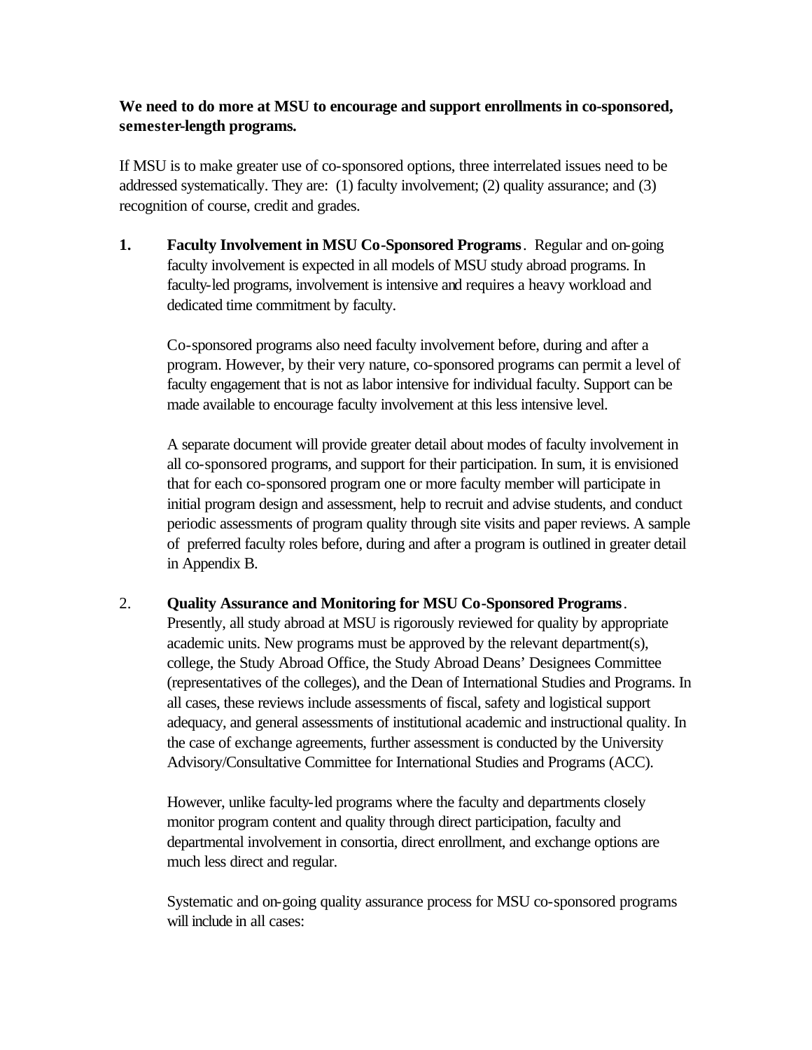**We need to do more at MSU to encourage and support enrollments in co-sponsored, semester-length programs.**

If MSU is to make greater use of co-sponsored options, three interrelated issues need to be addressed systematically. They are: (1) faculty involvement; (2) quality assurance; and (3) recognition of course, credit and grades.

1. **Faculty Involvement in MSU Co-Sponsored Programs**. Regular and on-going faculty involvement is expected in all models of MSU study abroad programs. In faculty-led programs, involvement is intensive and requires a heavy workload and dedicated time commitment by faculty.

   Co-sponsored programs also need faculty involvement before, during and after a program. However, by their very nature, co-sponsored programs can permit a level of faculty engagement that is not as labor intensive for individual faculty. Support can be made available to encourage faculty involvement at this less intensive level.

   A separate document will provide greater detail about modes of faculty involvement in all co-sponsored programs, and support for their participation. In sum, it is envisioned that for each co-sponsored program one or more faculty member will participate in initial program design and assessment, help to recruit and advise students, and conduct periodic assessments of program quality through site visits and paper reviews. A sample of preferred faculty roles before, during and after a program is outlined in greater detail in Appendix B.

2. **Quality Assurance and Monitoring for MSU Co-Sponsored Programs**. Presently, all study abroad at MSU is rigorously reviewed for quality by appropriate academic units. New programs must be approved by the relevant department(s), college, the Study Abroad Office, the Study Abroad Deans' Designees Committee (representatives of the colleges), and the Dean of International Studies and Programs. In all cases, these reviews include assessments of fiscal, safety and logistical support adequacy, and general assessments of institutional academic and instructional quality. In the case of exchange agreements, further assessment is conducted by the University Advisory/Consultative Committee for International Studies and Programs (ACC).

   However, unlike faculty-led programs where the faculty and departments closely monitor program content and quality through direct participation, faculty and departmental involvement in consortia, direct enrollment, and exchange options are much less direct and regular.

   Systematic and on-going quality assurance process for MSU co-sponsored programs will include in all cases: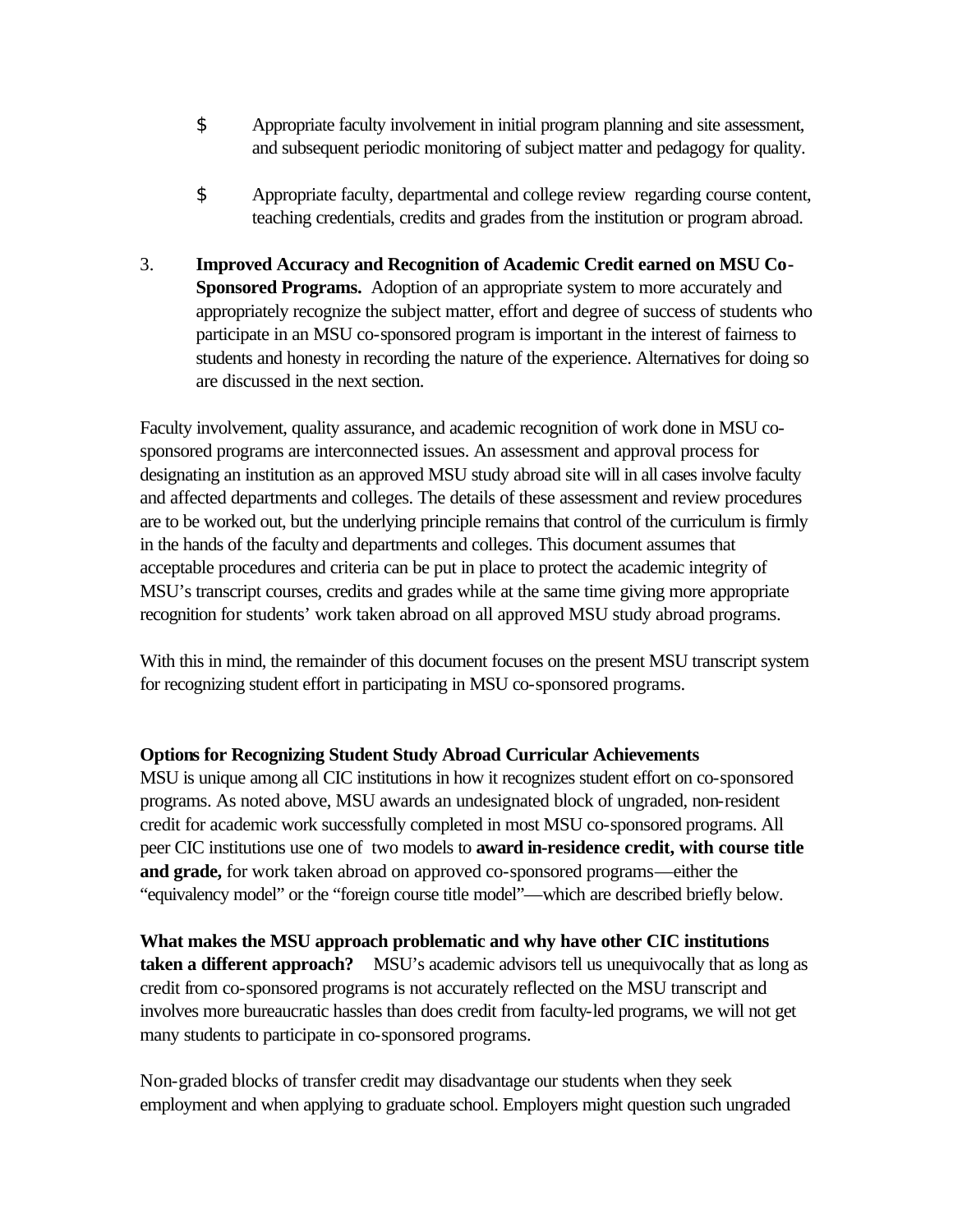- $ Appropriate faculty involvement in initial program planning and site assessment, and subsequent periodic monitoring of subject matter and pedagogy for quality.

- $ Appropriate faculty, departmental and college review regarding course content, teaching credentials, credits and grades from the institution or program abroad.

3. **Improved Accuracy and Recognition of Academic Credit earned on MSU Co-Sponsored Programs.** Adoption of an appropriate system to more accurately and appropriately recognize the subject matter, effort and degree of success of students who participate in an MSU co-sponsored program is important in the interest of fairness to students and honesty in recording the nature of the experience. Alternatives for doing so are discussed in the next section.

Faculty involvement, quality assurance, and academic recognition of work done in MSU co-sponsored programs are interconnected issues. An assessment and approval process for designating an institution as an approved MSU study abroad site will in all cases involve faculty and affected departments and colleges. The details of these assessment and review procedures are to be worked out, but the underlying principle remains that control of the curriculum is firmly in the hands of the faculty and departments and colleges. This document assumes that acceptable procedures and criteria can be put in place to protect the academic integrity of MSU's transcript courses, credits and grades while at the same time giving more appropriate recognition for students' work taken abroad on all approved MSU study abroad programs.

With this in mind, the remainder of this document focuses on the present MSU transcript system for recognizing student effort in participating in MSU co-sponsored programs.

**Options for Recognizing Student Study Abroad Curricular Achievements**

MSU is unique among all CIC institutions in how it recognizes student effort on co-sponsored programs. As noted above, MSU awards an undesignated block of ungraded, non-resident credit for academic work successfully completed in most MSU co-sponsored programs. All peer CIC institutions use one of two models to **award in-residence credit, with course title and grade,** for work taken abroad on approved co-sponsored programs—either the "equivalency model" or the "foreign course title model"—which are described briefly below.

**What makes the MSU approach problematic and why have other CIC institutions taken a different approach?** MSU's academic advisors tell us unequivocally that as long as credit from co-sponsored programs is not accurately reflected on the MSU transcript and involves more bureaucratic hassles than does credit from faculty-led programs, we will not get many students to participate in co-sponsored programs.

Non-graded blocks of transfer credit may disadvantage our students when they seek employment and when applying to graduate school. Employers might question such ungraded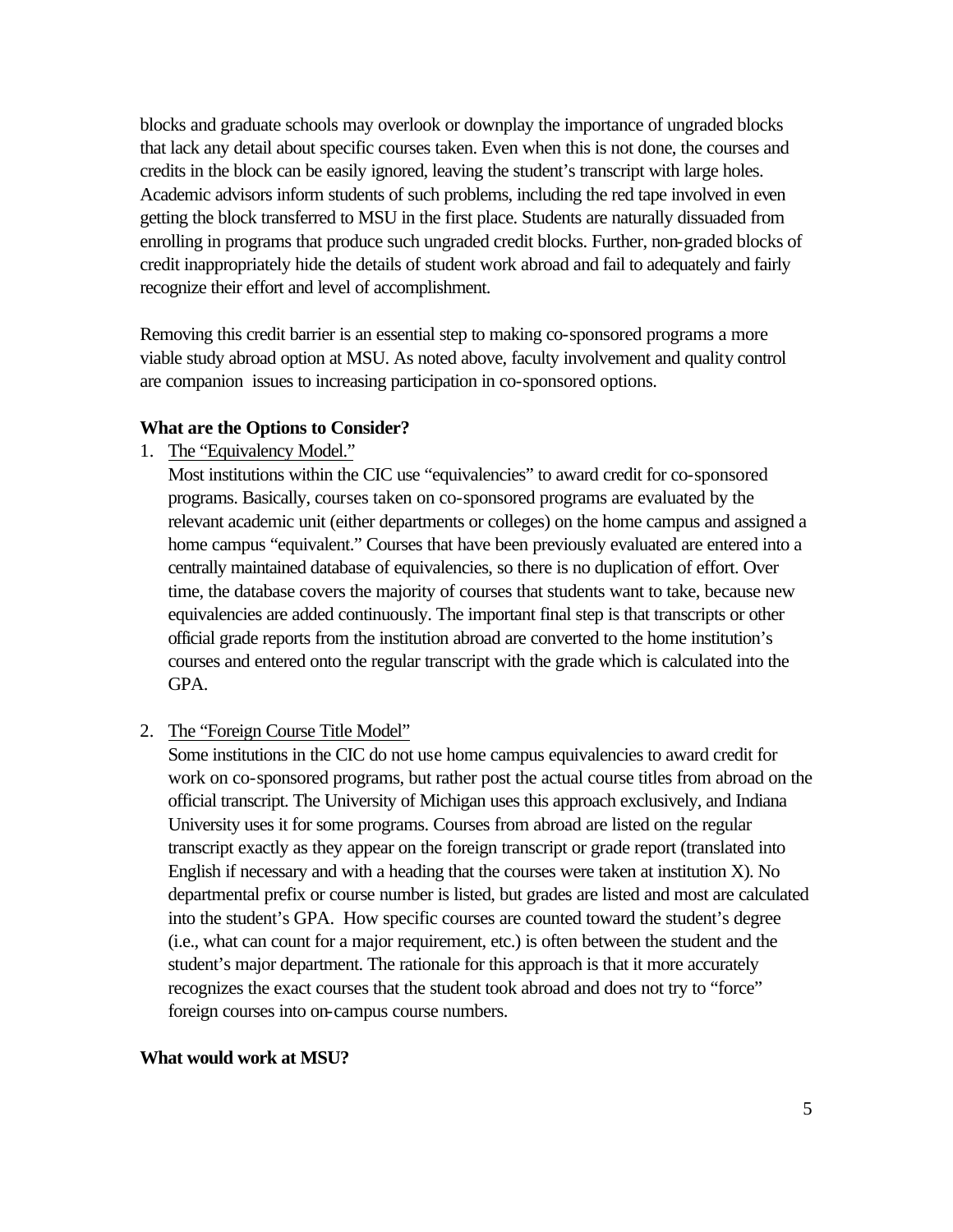blocks and graduate schools may overlook or downplay the importance of ungraded blocks that lack any detail about specific courses taken. Even when this is not done, the courses and credits in the block can be easily ignored, leaving the student's transcript with large holes. Academic advisors inform students of such problems, including the red tape involved in even getting the block transferred to MSU in the first place. Students are naturally dissuaded from enrolling in programs that produce such ungraded credit blocks. Further, non-graded blocks of credit inappropriately hide the details of student work abroad and fail to adequately and fairly recognize their effort and level of accomplishment.

Removing this credit barrier is an essential step to making co-sponsored programs a more viable study abroad option at MSU. As noted above, faculty involvement and quality control are companion issues to increasing participation in co-sponsored options.

**What are the Options to Consider?**

1. The "Equivalency Model."
   Most institutions within the CIC use "equivalencies" to award credit for co-sponsored programs. Basically, courses taken on co-sponsored programs are evaluated by the relevant academic unit (either departments or colleges) on the home campus and assigned a home campus "equivalent." Courses that have been previously evaluated are entered into a centrally maintained database of equivalencies, so there is no duplication of effort. Over time, the database covers the majority of courses that students want to take, because new equivalencies are added continuously. The important final step is that transcripts or other official grade reports from the institution abroad are converted to the home institution's courses and entered onto the regular transcript with the grade which is calculated into the GPA.

2. The "Foreign Course Title Model"
   Some institutions in the CIC do not use home campus equivalencies to award credit for work on co-sponsored programs, but rather post the actual course titles from abroad on the official transcript. The University of Michigan uses this approach exclusively, and Indiana University uses it for some programs. Courses from abroad are listed on the regular transcript exactly as they appear on the foreign transcript or grade report (translated into English if necessary and with a heading that the courses were taken at institution X). No departmental prefix or course number is listed, but grades are listed and most are calculated into the student's GPA. How specific courses are counted toward the student's degree (i.e., what can count for a major requirement, etc.) is often between the student and the student's major department. The rationale for this approach is that it more accurately recognizes the exact courses that the student took abroad and does not try to "force" foreign courses into on-campus course numbers.

**What would work at MSU?**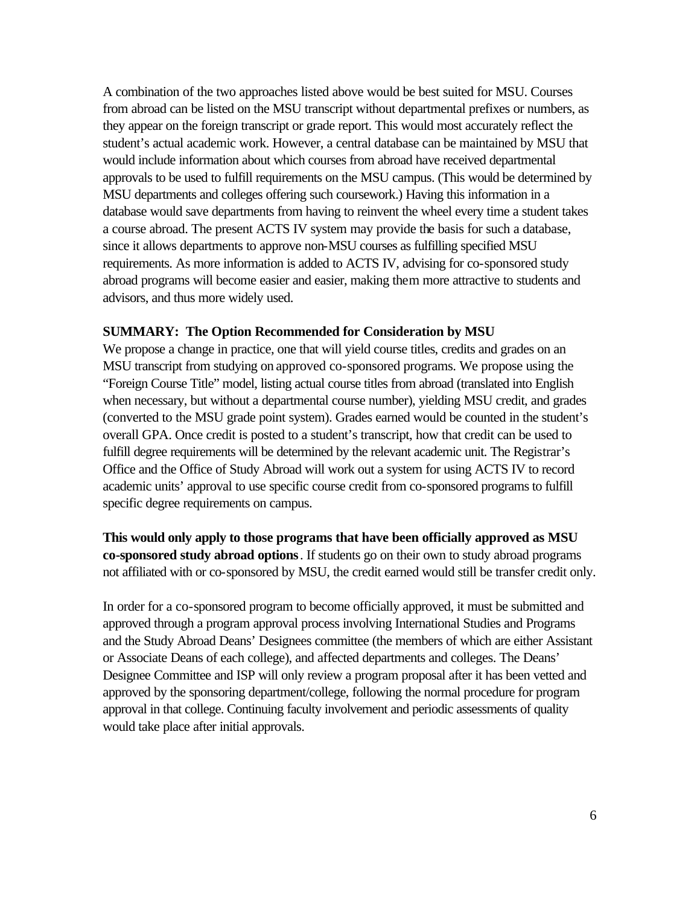A combination of the two approaches listed above would be best suited for MSU. Courses from abroad can be listed on the MSU transcript without departmental prefixes or numbers, as they appear on the foreign transcript or grade report. This would most accurately reflect the student's actual academic work. However, a central database can be maintained by MSU that would include information about which courses from abroad have received departmental approvals to be used to fulfill requirements on the MSU campus. (This would be determined by MSU departments and colleges offering such coursework.) Having this information in a database would save departments from having to reinvent the wheel every time a student takes a course abroad. The present ACTS IV system may provide the basis for such a database, since it allows departments to approve non-MSU courses as fulfilling specified MSU requirements. As more information is added to ACTS IV, advising for co-sponsored study abroad programs will become easier and easier, making them more attractive to students and advisors, and thus more widely used.

**SUMMARY: The Option Recommended for Consideration by MSU**

We propose a change in practice, one that will yield course titles, credits and grades on an MSU transcript from studying on approved co-sponsored programs. We propose using the "Foreign Course Title" model, listing actual course titles from abroad (translated into English when necessary, but without a departmental course number), yielding MSU credit, and grades (converted to the MSU grade point system). Grades earned would be counted in the student's overall GPA. Once credit is posted to a student's transcript, how that credit can be used to fulfill degree requirements will be determined by the relevant academic unit. The Registrar's Office and the Office of Study Abroad will work out a system for using ACTS IV to record academic units' approval to use specific course credit from co-sponsored programs to fulfill specific degree requirements on campus.

**This would only apply to those programs that have been officially approved as MSU co-sponsored study abroad options**. If students go on their own to study abroad programs not affiliated with or co-sponsored by MSU, the credit earned would still be transfer credit only.

In order for a co-sponsored program to become officially approved, it must be submitted and approved through a program approval process involving International Studies and Programs and the Study Abroad Deans' Designees committee (the members of which are either Assistant or Associate Deans of each college), and affected departments and colleges. The Deans' Designee Committee and ISP will only review a program proposal after it has been vetted and approved by the sponsoring department/college, following the normal procedure for program approval in that college. Continuing faculty involvement and periodic assessments of quality would take place after initial approvals.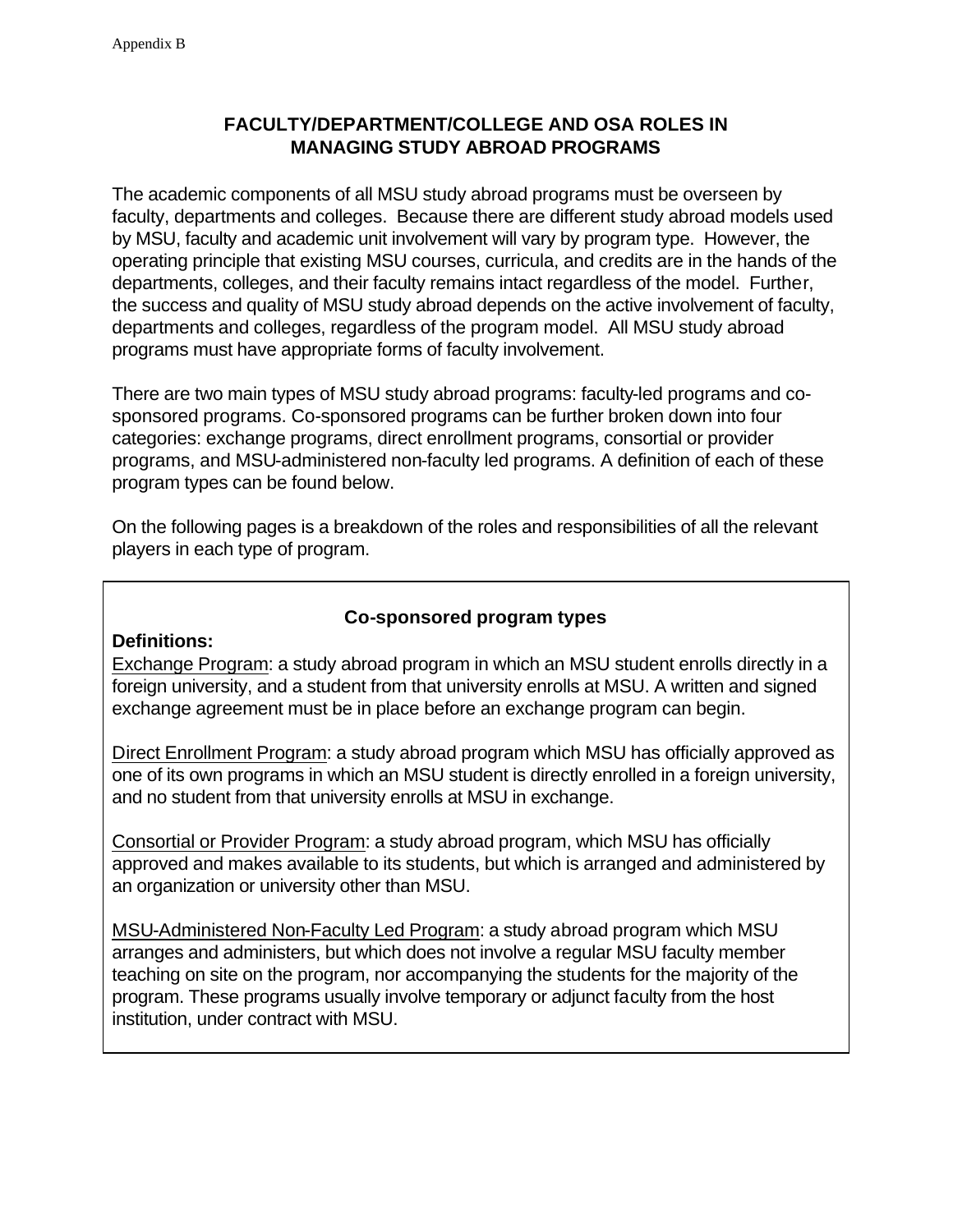Appendix B

## FACULTY/DEPARTMENT/COLLEGE AND OSA ROLES IN MANAGING STUDY ABROAD PROGRAMS

The academic components of all MSU study abroad programs must be overseen by faculty, departments and colleges. Because there are different study abroad models used by MSU, faculty and academic unit involvement will vary by program type. However, the operating principle that existing MSU courses, curricula, and credits are in the hands of the departments, colleges, and their faculty remains intact regardless of the model. Further, the success and quality of MSU study abroad depends on the active involvement of faculty, departments and colleges, regardless of the program model. All MSU study abroad programs must have appropriate forms of faculty involvement.

There are two main types of MSU study abroad programs: faculty-led programs and co-sponsored programs. Co-sponsored programs can be further broken down into four categories: exchange programs, direct enrollment programs, consortial or provider programs, and MSU-administered non-faculty led programs. A definition of each of these program types can be found below.

On the following pages is a breakdown of the roles and responsibilities of all the relevant players in each type of program.

### Co-sponsored program types

**Definitions:**

Exchange Program: a study abroad program in which an MSU student enrolls directly in a foreign university, and a student from that university enrolls at MSU. A written and signed exchange agreement must be in place before an exchange program can begin.

Direct Enrollment Program: a study abroad program which MSU has officially approved as one of its own programs in which an MSU student is directly enrolled in a foreign university, and no student from that university enrolls at MSU in exchange.

Consortial or Provider Program: a study abroad program, which MSU has officially approved and makes available to its students, but which is arranged and administered by an organization or university other than MSU.

MSU-Administered Non-Faculty Led Program: a study abroad program which MSU arranges and administers, but which does not involve a regular MSU faculty member teaching on site on the program, nor accompanying the students for the majority of the program. These programs usually involve temporary or adjunct faculty from the host institution, under contract with MSU.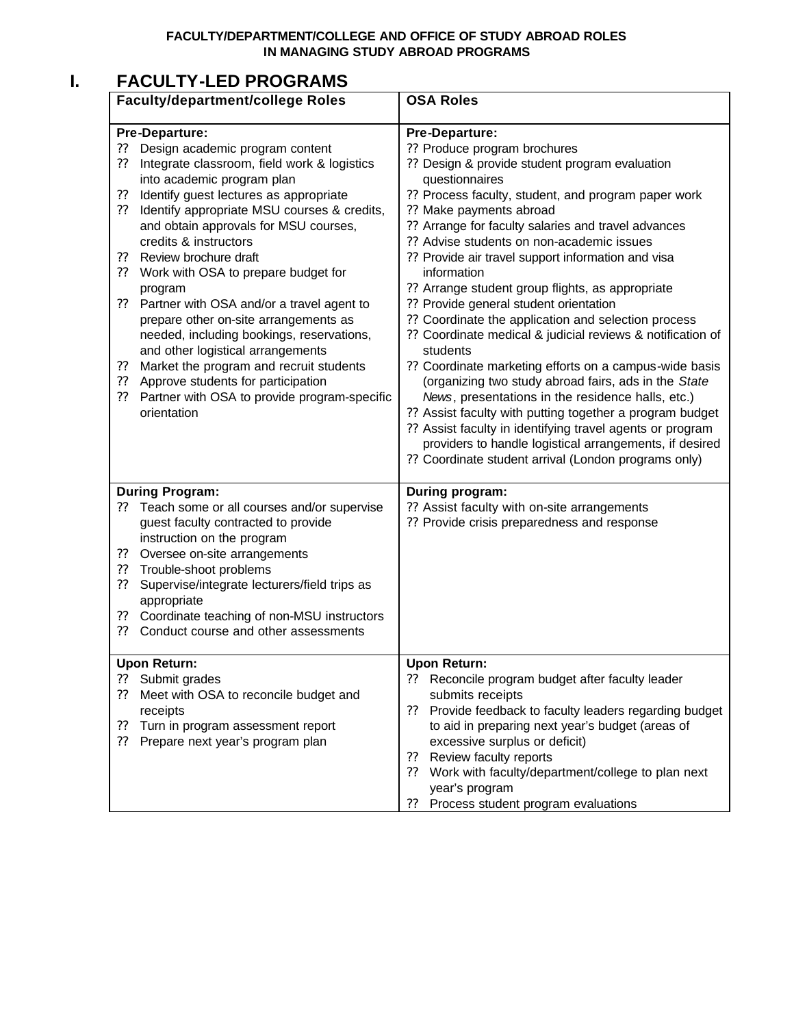**FACULTY/DEPARTMENT/COLLEGE AND OFFICE OF STUDY ABROAD ROLES IN MANAGING STUDY ABROAD PROGRAMS**

# I. FACULTY-LED PROGRAMS

| Faculty/department/college Roles | OSA Roles |
|---|---|
| **Pre-Departure:**<br>?? Design academic program content<br>?? Integrate classroom, field work & logistics into academic program plan<br>?? Identify guest lectures as appropriate<br>?? Identify appropriate MSU courses & credits, and obtain approvals for MSU courses, credits & instructors<br>?? Review brochure draft<br>?? Work with OSA to prepare budget for program<br>?? Partner with OSA and/or a travel agent to prepare other on-site arrangements as needed, including bookings, reservations, and other logistical arrangements<br>?? Market the program and recruit students<br>?? Approve students for participation<br>?? Partner with OSA to provide program-specific orientation | **Pre-Departure:**<br>?? Produce program brochures<br>?? Design & provide student program evaluation questionnaires<br>?? Process faculty, student, and program paper work<br>?? Make payments abroad<br>?? Arrange for faculty salaries and travel advances<br>?? Advise students on non-academic issues<br>?? Provide air travel support information and visa information<br>?? Arrange student group flights, as appropriate<br>?? Provide general student orientation<br>?? Coordinate the application and selection process<br>?? Coordinate medical & judicial reviews & notification of students<br>?? Coordinate marketing efforts on a campus-wide basis (organizing two study abroad fairs, ads in the *State News*, presentations in the residence halls, etc.)<br>?? Assist faculty with putting together a program budget<br>?? Assist faculty in identifying travel agents or program providers to handle logistical arrangements, if desired<br>?? Coordinate student arrival (London programs only) |
| **During Program:**<br>?? Teach some or all courses and/or supervise guest faculty contracted to provide instruction on the program<br>?? Oversee on-site arrangements<br>?? Trouble-shoot problems<br>?? Supervise/integrate lecturers/field trips as appropriate<br>?? Coordinate teaching of non-MSU instructors<br>?? Conduct course and other assessments | **During program:**<br>?? Assist faculty with on-site arrangements<br>?? Provide crisis preparedness and response |
| **Upon Return:**<br>?? Submit grades<br>?? Meet with OSA to reconcile budget and receipts<br>?? Turn in program assessment report<br>?? Prepare next year's program plan | **Upon Return:**<br>?? Reconcile program budget after faculty leader submits receipts<br>?? Provide feedback to faculty leaders regarding budget to aid in preparing next year's budget (areas of excessive surplus or deficit)<br>?? Review faculty reports<br>?? Work with faculty/department/college to plan next year's program<br>?? Process student program evaluations |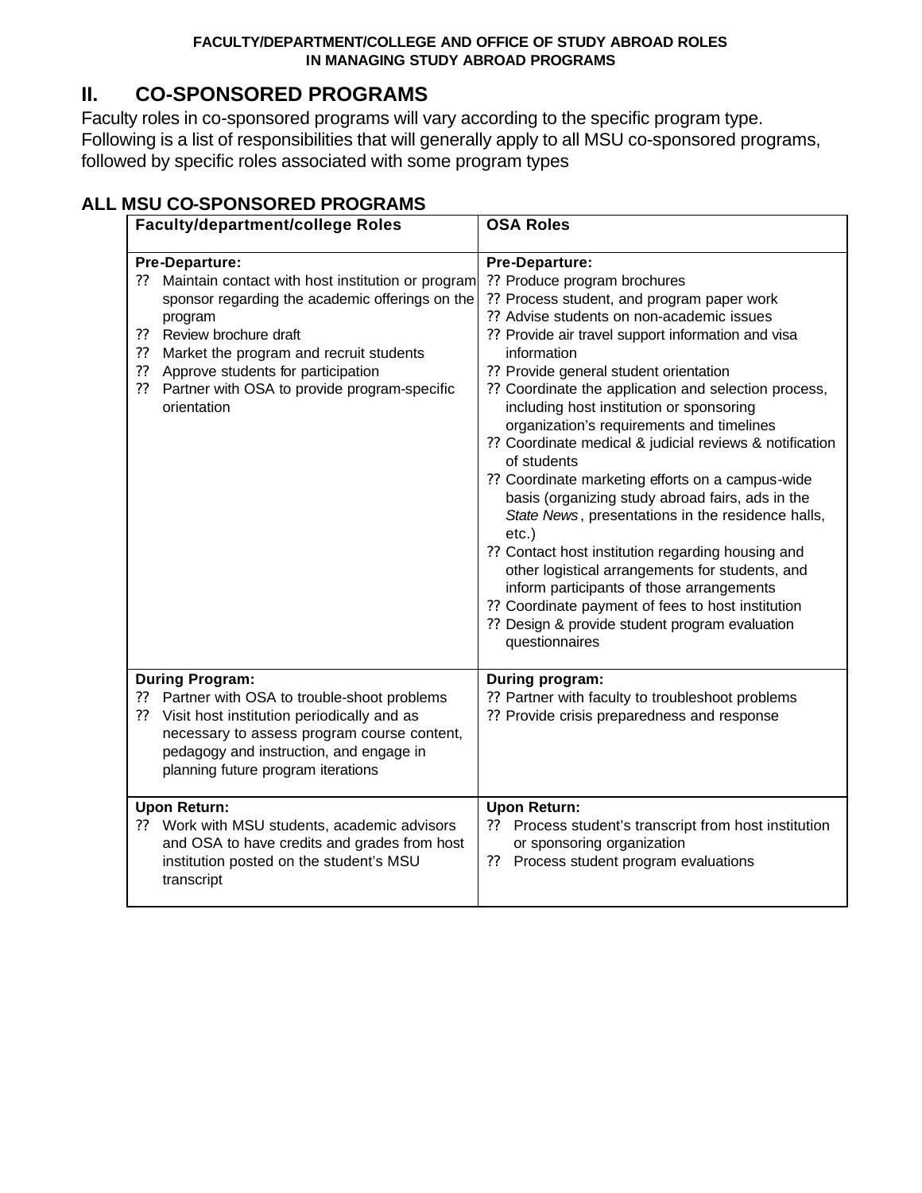## II. CO-SPONSORED PROGRAMS

Faculty roles in co-sponsored programs will vary according to the specific program type. Following is a list of responsibilities that will generally apply to all MSU co-sponsored programs, followed by specific roles associated with some program types

### ALL MSU CO-SPONSORED PROGRAMS

| **Faculty/department/college Roles** | **OSA Roles** |
|---|---|
| **Pre-Departure:**<br>?? Maintain contact with host institution or program sponsor regarding the academic offerings on the program<br>?? Review brochure draft<br>?? Market the program and recruit students<br>?? Approve students for participation<br>?? Partner with OSA to provide program-specific orientation | **Pre-Departure:**<br>?? Produce program brochures<br>?? Process student, and program paper work<br>?? Advise students on non-academic issues<br>?? Provide air travel support information and visa information<br>?? Provide general student orientation<br>?? Coordinate the application and selection process, including host institution or sponsoring organization's requirements and timelines<br>?? Coordinate medical & judicial reviews & notification of students<br>?? Coordinate marketing efforts on a campus-wide basis (organizing study abroad fairs, ads in the *State News*, presentations in the residence halls, etc.)<br>?? Contact host institution regarding housing and other logistical arrangements for students, and inform participants of those arrangements<br>?? Coordinate payment of fees to host institution<br>?? Design & provide student program evaluation questionnaires |
| **During Program:**<br>?? Partner with OSA to trouble-shoot problems<br>?? Visit host institution periodically and as necessary to assess program course content, pedagogy and instruction, and engage in planning future program iterations | **During program:**<br>?? Partner with faculty to troubleshoot problems<br>?? Provide crisis preparedness and response |
| **Upon Return:**<br>?? Work with MSU students, academic advisors and OSA to have credits and grades from host institution posted on the student's MSU transcript | **Upon Return:**<br>?? Process student's transcript from host institution or sponsoring organization<br>?? Process student program evaluations |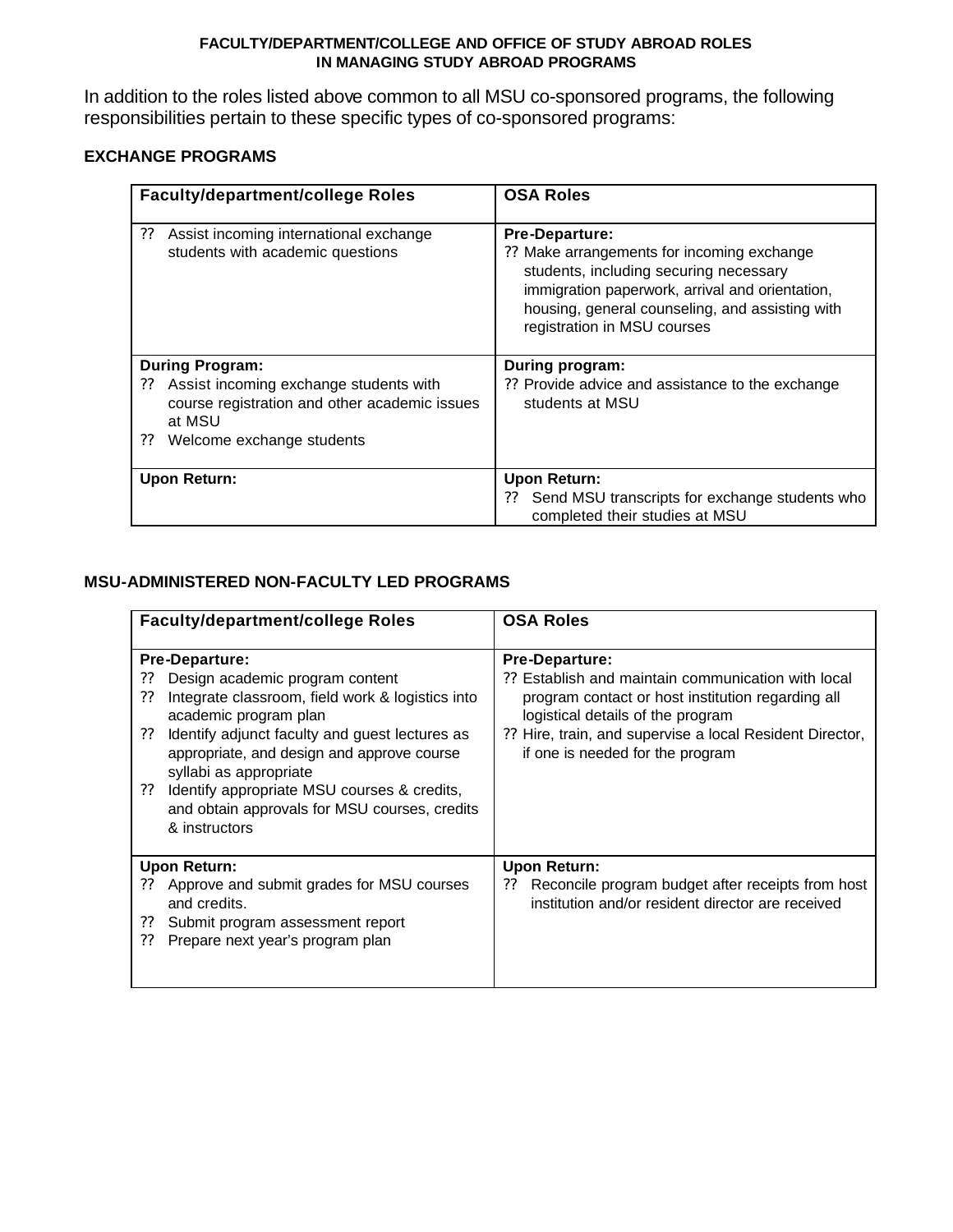**FACULTY/DEPARTMENT/COLLEGE AND OFFICE OF STUDY ABROAD ROLES IN MANAGING STUDY ABROAD PROGRAMS**

In addition to the roles listed above common to all MSU co-sponsored programs, the following responsibilities pertain to these specific types of co-sponsored programs:

**EXCHANGE PROGRAMS**

| Faculty/department/college Roles | OSA Roles |
|---|---|
| ?? Assist incoming international exchange students with academic questions | **Pre-Departure:**<br>?? Make arrangements for incoming exchange students, including securing necessary immigration paperwork, arrival and orientation, housing, general counseling, and assisting with registration in MSU courses |
| **During Program:**<br>?? Assist incoming exchange students with course registration and other academic issues at MSU<br>?? Welcome exchange students | **During program:**<br>?? Provide advice and assistance to the exchange students at MSU |
| **Upon Return:** | **Upon Return:**<br>?? Send MSU transcripts for exchange students who completed their studies at MSU |

**MSU-ADMINISTERED NON-FACULTY LED PROGRAMS**

| Faculty/department/college Roles | OSA Roles |
|---|---|
| **Pre-Departure:**<br>?? Design academic program content<br>?? Integrate classroom, field work & logistics into academic program plan<br>?? Identify adjunct faculty and guest lectures as appropriate, and design and approve course syllabi as appropriate<br>?? Identify appropriate MSU courses & credits, and obtain approvals for MSU courses, credits & instructors | **Pre-Departure:**<br>?? Establish and maintain communication with local program contact or host institution regarding all logistical details of the program<br>?? Hire, train, and supervise a local Resident Director, if one is needed for the program |
| **Upon Return:**<br>?? Approve and submit grades for MSU courses and credits.<br>?? Submit program assessment report<br>?? Prepare next year's program plan | **Upon Return:**<br>?? Reconcile program budget after receipts from host institution and/or resident director are received |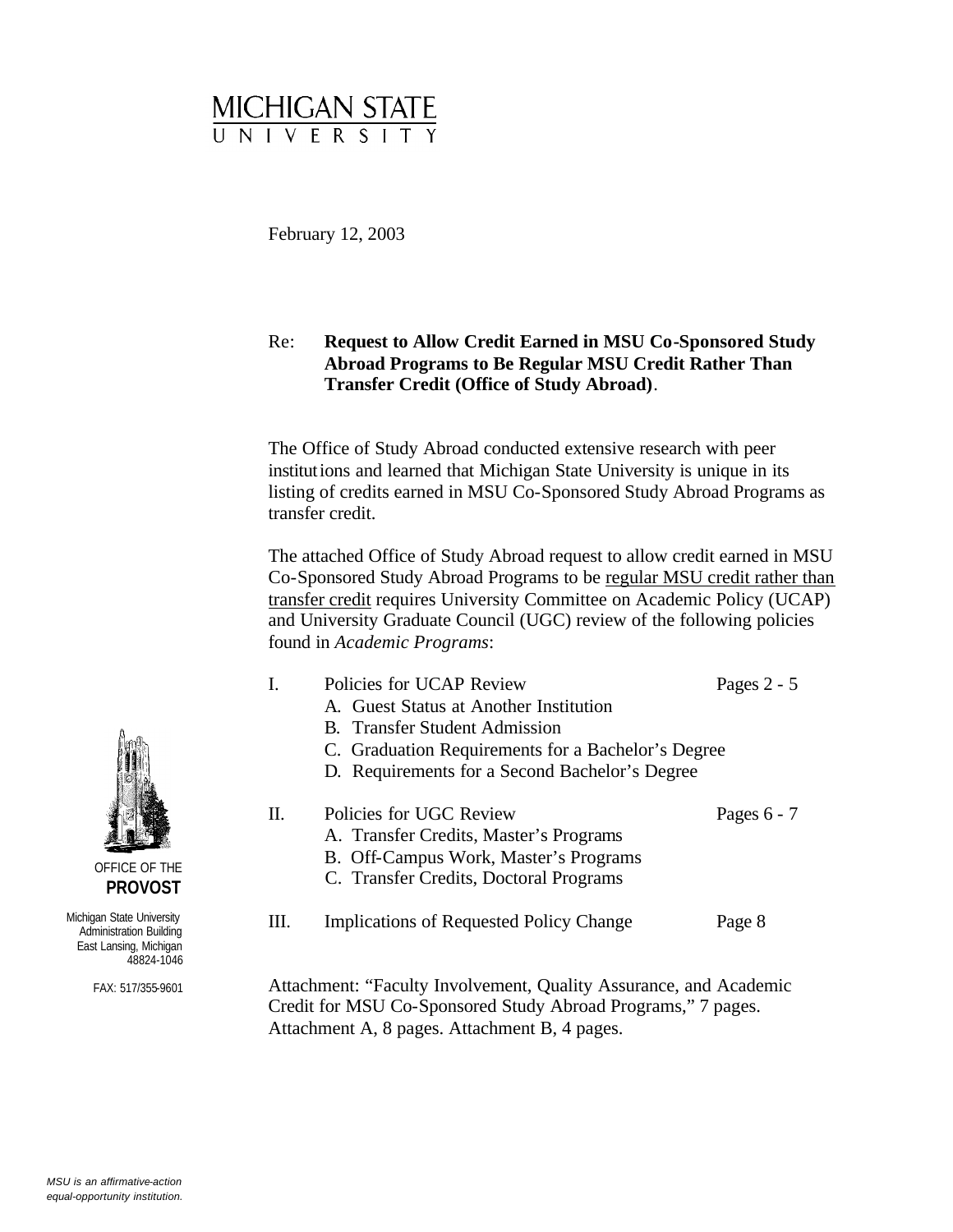# MICHIGAN STATE UNIVERSITY

February 12, 2003

Re: **Request to Allow Credit Earned in MSU Co-Sponsored Study Abroad Programs to Be Regular MSU Credit Rather Than Transfer Credit (Office of Study Abroad)**.

The Office of Study Abroad conducted extensive research with peer institutions and learned that Michigan State University is unique in its listing of credits earned in MSU Co-Sponsored Study Abroad Programs as transfer credit.

The attached Office of Study Abroad request to allow credit earned in MSU Co-Sponsored Study Abroad Programs to be regular MSU credit rather than transfer credit requires University Committee on Academic Policy (UCAP) and University Graduate Council (UGC) review of the following policies found in *Academic Programs*:

I. Policies for UCAP Review — Pages 2 - 5
   - A. Guest Status at Another Institution
   - B. Transfer Student Admission
   - C. Graduation Requirements for a Bachelor's Degree
   - D. Requirements for a Second Bachelor's Degree

II. Policies for UGC Review — Pages 6 - 7
   - A. Transfer Credits, Master's Programs
   - B. Off-Campus Work, Master's Programs
   - C. Transfer Credits, Doctoral Programs

III. Implications of Requested Policy Change — Page 8

Attachment: "Faculty Involvement, Quality Assurance, and Academic Credit for MSU Co-Sponsored Study Abroad Programs," 7 pages. Attachment A, 8 pages. Attachment B, 4 pages.

OFFICE OF THE **PROVOST**

Michigan State University
Administration Building
East Lansing, Michigan
48824-1046

FAX: 517/355-9601

*MSU is an affirmative-action equal-opportunity institution.*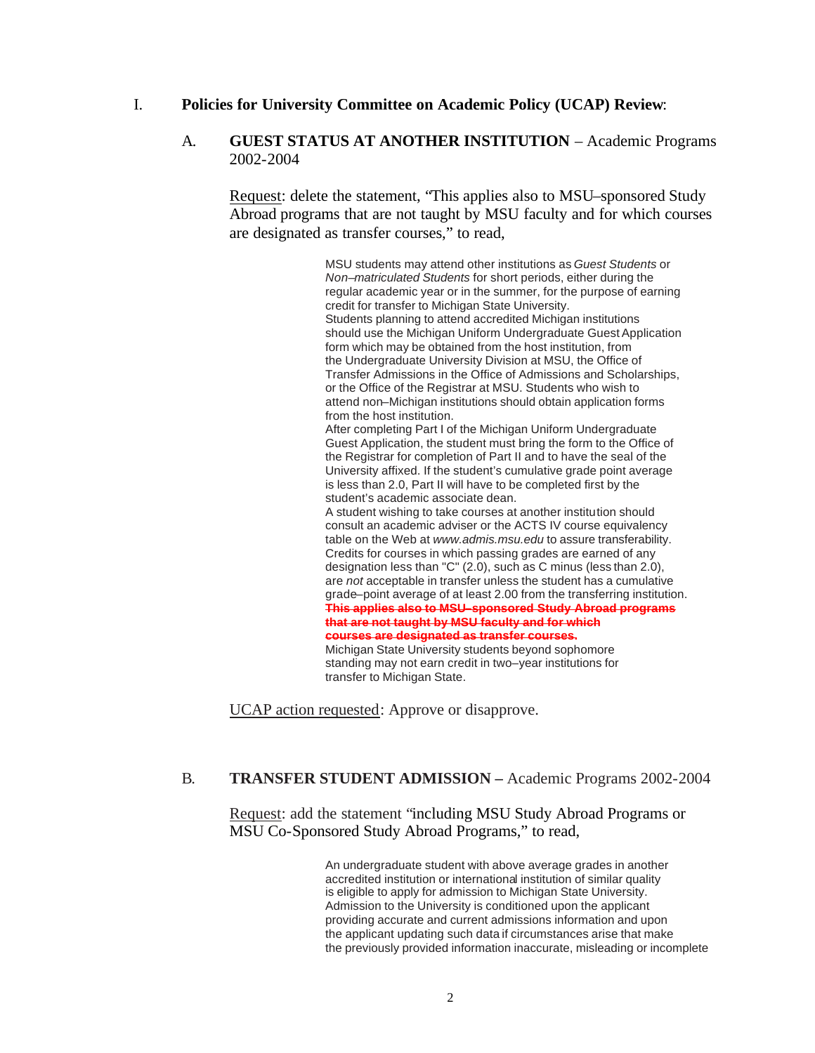I. **Policies for University Committee on Academic Policy (UCAP) Review**:

A. **GUEST STATUS AT ANOTHER INSTITUTION** – Academic Programs 2002-2004

Request: delete the statement, "This applies also to MSU–sponsored Study Abroad programs that are not taught by MSU faculty and for which courses are designated as transfer courses," to read,

> MSU students may attend other institutions as *Guest Students* or *Non–matriculated Students* for short periods, either during the regular academic year or in the summer, for the purpose of earning credit for transfer to Michigan State University.
> Students planning to attend accredited Michigan institutions should use the Michigan Uniform Undergraduate Guest Application form which may be obtained from the host institution, from the Undergraduate University Division at MSU, the Office of Transfer Admissions in the Office of Admissions and Scholarships, or the Office of the Registrar at MSU. Students who wish to attend non–Michigan institutions should obtain application forms from the host institution.
> After completing Part I of the Michigan Uniform Undergraduate Guest Application, the student must bring the form to the Office of the Registrar for completion of Part II and to have the seal of the University affixed. If the student's cumulative grade point average is less than 2.0, Part II will have to be completed first by the student's academic associate dean.
> A student wishing to take courses at another institution should consult an academic adviser or the ACTS IV course equivalency table on the Web at *www.admis.msu.edu* to assure transferability. Credits for courses in which passing grades are earned of any designation less than "C" (2.0), such as C minus (less than 2.0), are *not* acceptable in transfer unless the student has a cumulative grade–point average of at least 2.00 from the transferring institution. ~~**This applies also to MSU–sponsored Study Abroad programs that are not taught by MSU faculty and for which courses are designated as transfer courses.**~~
> Michigan State University students beyond sophomore standing may not earn credit in two–year institutions for transfer to Michigan State.

UCAP action requested: Approve or disapprove.

B. **TRANSFER STUDENT ADMISSION –** Academic Programs 2002-2004

Request: add the statement "including MSU Study Abroad Programs or MSU Co-Sponsored Study Abroad Programs," to read,

> An undergraduate student with above average grades in another accredited institution or international institution of similar quality is eligible to apply for admission to Michigan State University. Admission to the University is conditioned upon the applicant providing accurate and current admissions information and upon the applicant updating such data if circumstances arise that make the previously provided information inaccurate, misleading or incomplete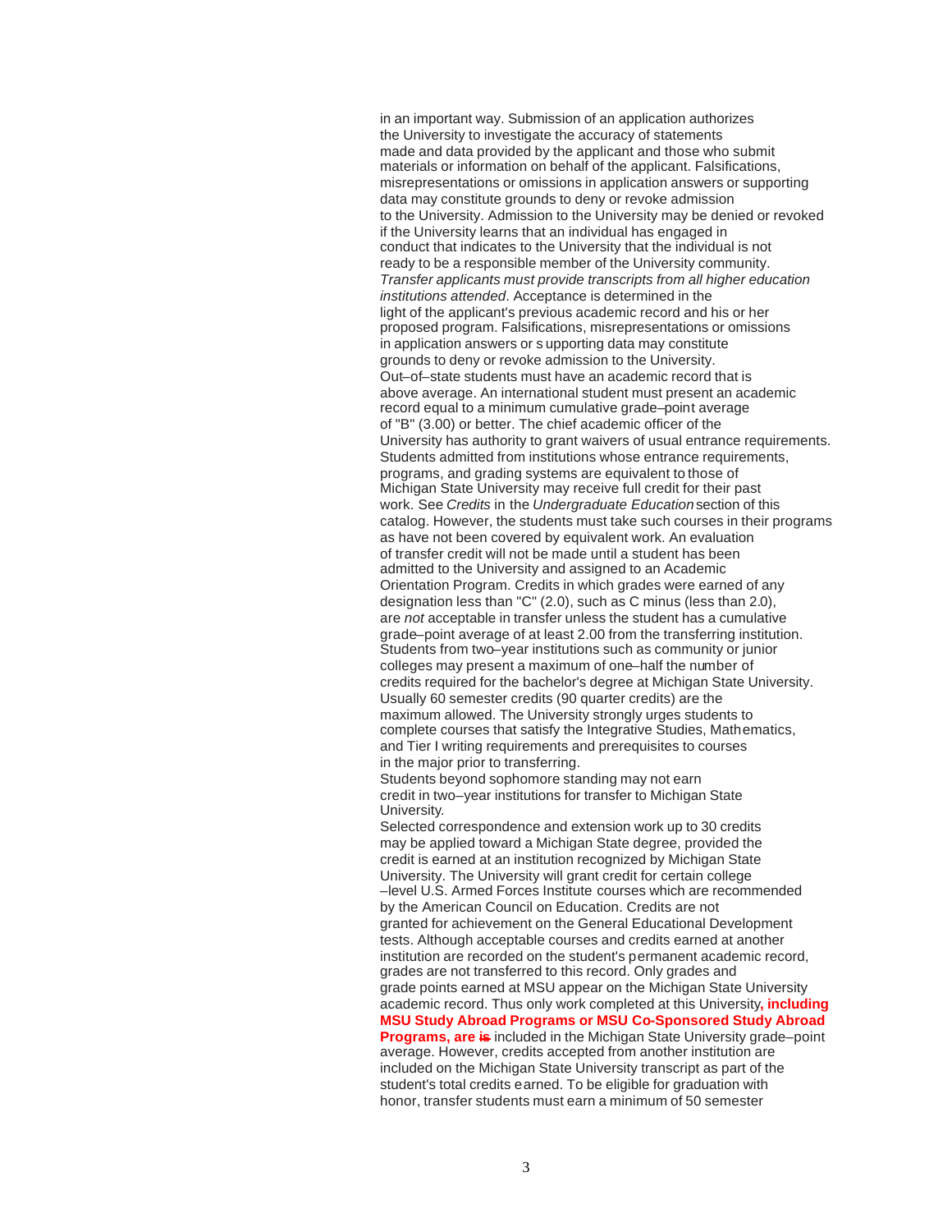in an important way. Submission of an application authorizes the University to investigate the accuracy of statements made and data provided by the applicant and those who submit materials or information on behalf of the applicant. Falsifications, misrepresentations or omissions in application answers or supporting data may constitute grounds to deny or revoke admission to the University. Admission to the University may be denied or revoked if the University learns that an individual has engaged in conduct that indicates to the University that the individual is not ready to be a responsible member of the University community.

*Transfer applicants must provide transcripts from all higher education institutions attended*. Acceptance is determined in the light of the applicant's previous academic record and his or her proposed program. Falsifications, misrepresentations or omissions in application answers or supporting data may constitute grounds to deny or revoke admission to the University.

Out–of–state students must have an academic record that is above average. An international student must present an academic record equal to a minimum cumulative grade–point average of "B" (3.00) or better. The chief academic officer of the University has authority to grant waivers of usual entrance requirements. Students admitted from institutions whose entrance requirements, programs, and grading systems are equivalent to those of Michigan State University may receive full credit for their past work. See *Credits* in the *Undergraduate Education* section of this catalog. However, the students must take such courses in their programs as have not been covered by equivalent work. An evaluation of transfer credit will not be made until a student has been admitted to the University and assigned to an Academic Orientation Program. Credits in which grades were earned of any designation less than "C" (2.0), such as C minus (less than 2.0), are *not* acceptable in transfer unless the student has a cumulative grade–point average of at least 2.00 from the transferring institution. Students from two–year institutions such as community or junior colleges may present a maximum of one–half the number of credits required for the bachelor's degree at Michigan State University. Usually 60 semester credits (90 quarter credits) are the maximum allowed. The University strongly urges students to complete courses that satisfy the Integrative Studies, Mathematics, and Tier I writing requirements and prerequisites to courses in the major prior to transferring.

Students beyond sophomore standing may not earn credit in two–year institutions for transfer to Michigan State University.

Selected correspondence and extension work up to 30 credits may be applied toward a Michigan State degree, provided the credit is earned at an institution recognized by Michigan State University. The University will grant credit for certain college –level U.S. Armed Forces Institute courses which are recommended by the American Council on Education. Credits are not granted for achievement on the General Educational Development tests. Although acceptable courses and credits earned at another institution are recorded on the student's permanent academic record, grades are not transferred to this record. Only grades and grade points earned at MSU appear on the Michigan State University academic record. Thus only work completed at this University**, including MSU Study Abroad Programs or MSU Co-Sponsored Study Abroad Programs, are** ~~is~~ included in the Michigan State University grade–point average. However, credits accepted from another institution are included on the Michigan State University transcript as part of the student's total credits earned. To be eligible for graduation with honor, transfer students must earn a minimum of 50 semester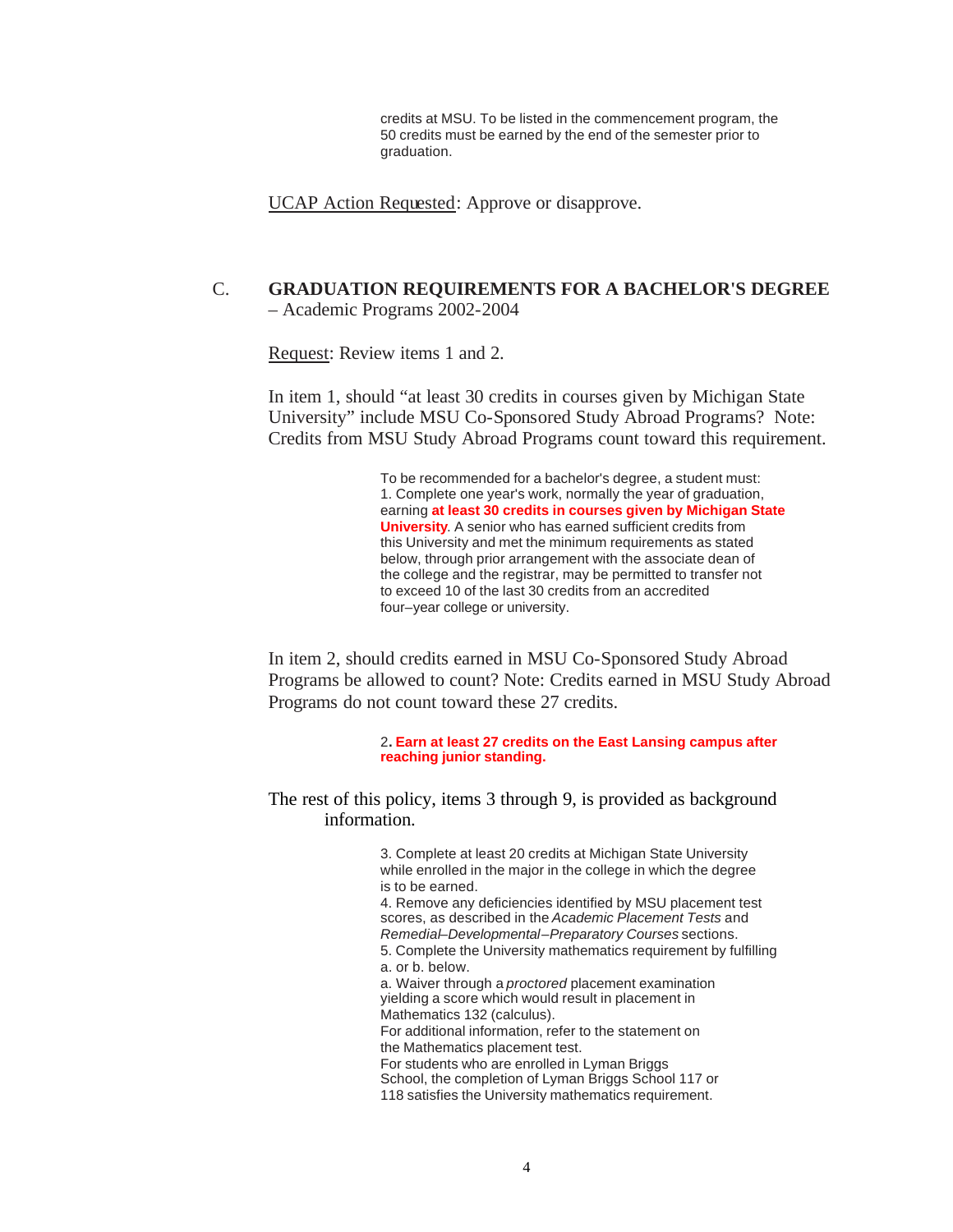credits at MSU. To be listed in the commencement program, the 50 credits must be earned by the end of the semester prior to graduation.

UCAP Action Requested: Approve or disapprove.

## C. GRADUATION REQUIREMENTS FOR A BACHELOR'S DEGREE

– Academic Programs 2002-2004

Request: Review items 1 and 2.

In item 1, should "at least 30 credits in courses given by Michigan State University" include MSU Co-Sponsored Study Abroad Programs? Note: Credits from MSU Study Abroad Programs count toward this requirement.

> To be recommended for a bachelor's degree, a student must:
> 1. Complete one year's work, normally the year of graduation, earning **at least 30 credits in courses given by Michigan State University**. A senior who has earned sufficient credits from this University and met the minimum requirements as stated below, through prior arrangement with the associate dean of the college and the registrar, may be permitted to transfer not to exceed 10 of the last 30 credits from an accredited four–year college or university.

In item 2, should credits earned in MSU Co-Sponsored Study Abroad Programs be allowed to count? Note: Credits earned in MSU Study Abroad Programs do not count toward these 27 credits.

> 2. **Earn at least 27 credits on the East Lansing campus after reaching junior standing.**

The rest of this policy, items 3 through 9, is provided as background information.

> 3. Complete at least 20 credits at Michigan State University while enrolled in the major in the college in which the degree is to be earned.
> 4. Remove any deficiencies identified by MSU placement test scores, as described in the *Academic Placement Tests* and *Remedial–Developmental–Preparatory Courses* sections.
> 5. Complete the University mathematics requirement by fulfilling a. or b. below.
> a. Waiver through a *proctored* placement examination yielding a score which would result in placement in Mathematics 132 (calculus).
> For additional information, refer to the statement on the Mathematics placement test.
> For students who are enrolled in Lyman Briggs School, the completion of Lyman Briggs School 117 or 118 satisfies the University mathematics requirement.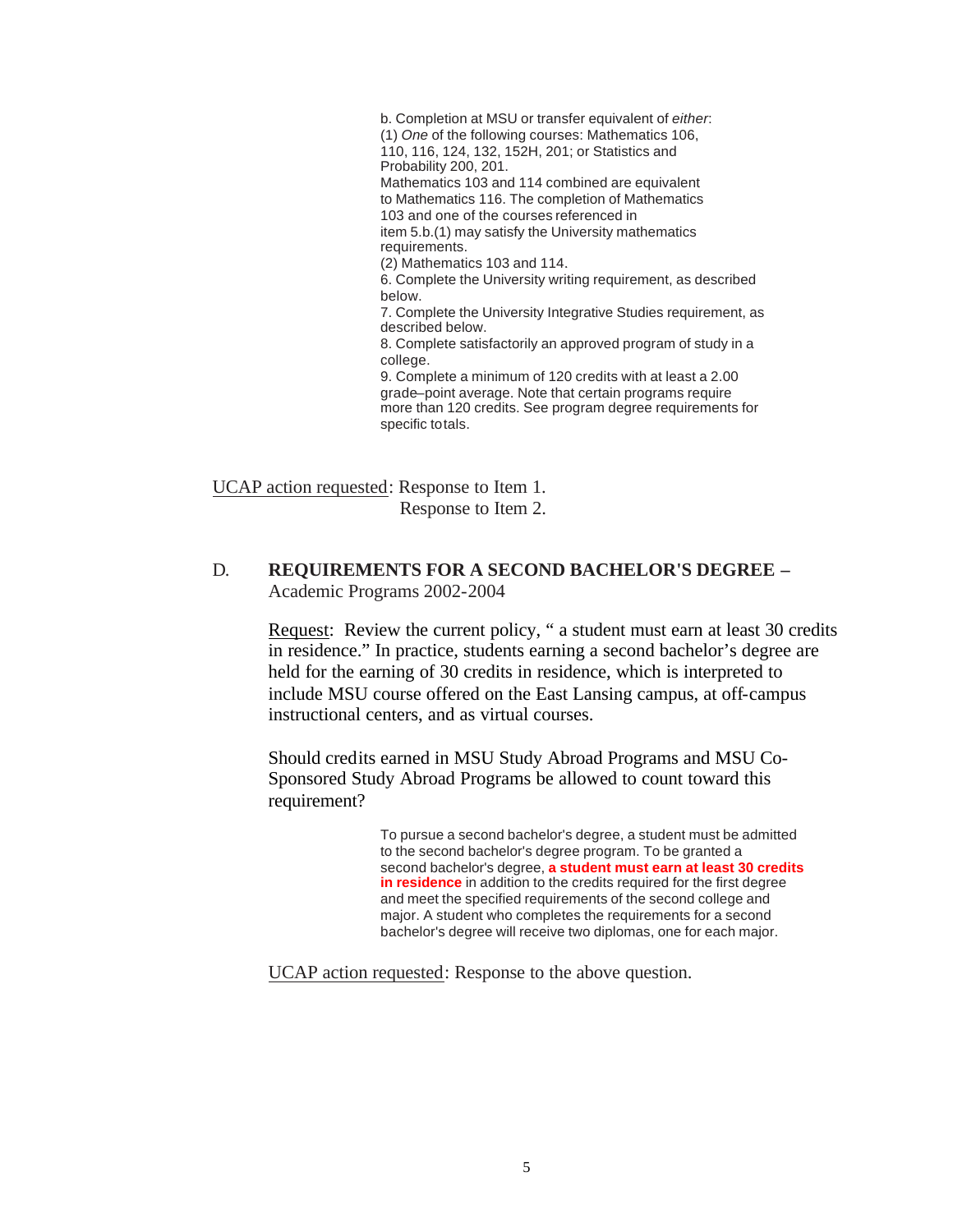b. Completion at MSU or transfer equivalent of *either*:
(1) *One* of the following courses: Mathematics 106, 110, 116, 124, 132, 152H, 201; or Statistics and Probability 200, 201.
Mathematics 103 and 114 combined are equivalent to Mathematics 116. The completion of Mathematics 103 and one of the courses referenced in item 5.b.(1) may satisfy the University mathematics requirements.
(2) Mathematics 103 and 114.
6. Complete the University writing requirement, as described below.
7. Complete the University Integrative Studies requirement, as described below.
8. Complete satisfactorily an approved program of study in a college.
9. Complete a minimum of 120 credits with at least a 2.00 grade–point average. Note that certain programs require more than 120 credits. See program degree requirements for specific totals.

UCAP action requested: Response to Item 1.
Response to Item 2.

## D. REQUIREMENTS FOR A SECOND BACHELOR'S DEGREE – Academic Programs 2002-2004

Request: Review the current policy, " a student must earn at least 30 credits in residence." In practice, students earning a second bachelor's degree are held for the earning of 30 credits in residence, which is interpreted to include MSU course offered on the East Lansing campus, at off-campus instructional centers, and as virtual courses.

Should credits earned in MSU Study Abroad Programs and MSU Co-Sponsored Study Abroad Programs be allowed to count toward this requirement?

To pursue a second bachelor's degree, a student must be admitted to the second bachelor's degree program. To be granted a second bachelor's degree, **a student must earn at least 30 credits in residence** in addition to the credits required for the first degree and meet the specified requirements of the second college and major. A student who completes the requirements for a second bachelor's degree will receive two diplomas, one for each major.

UCAP action requested: Response to the above question.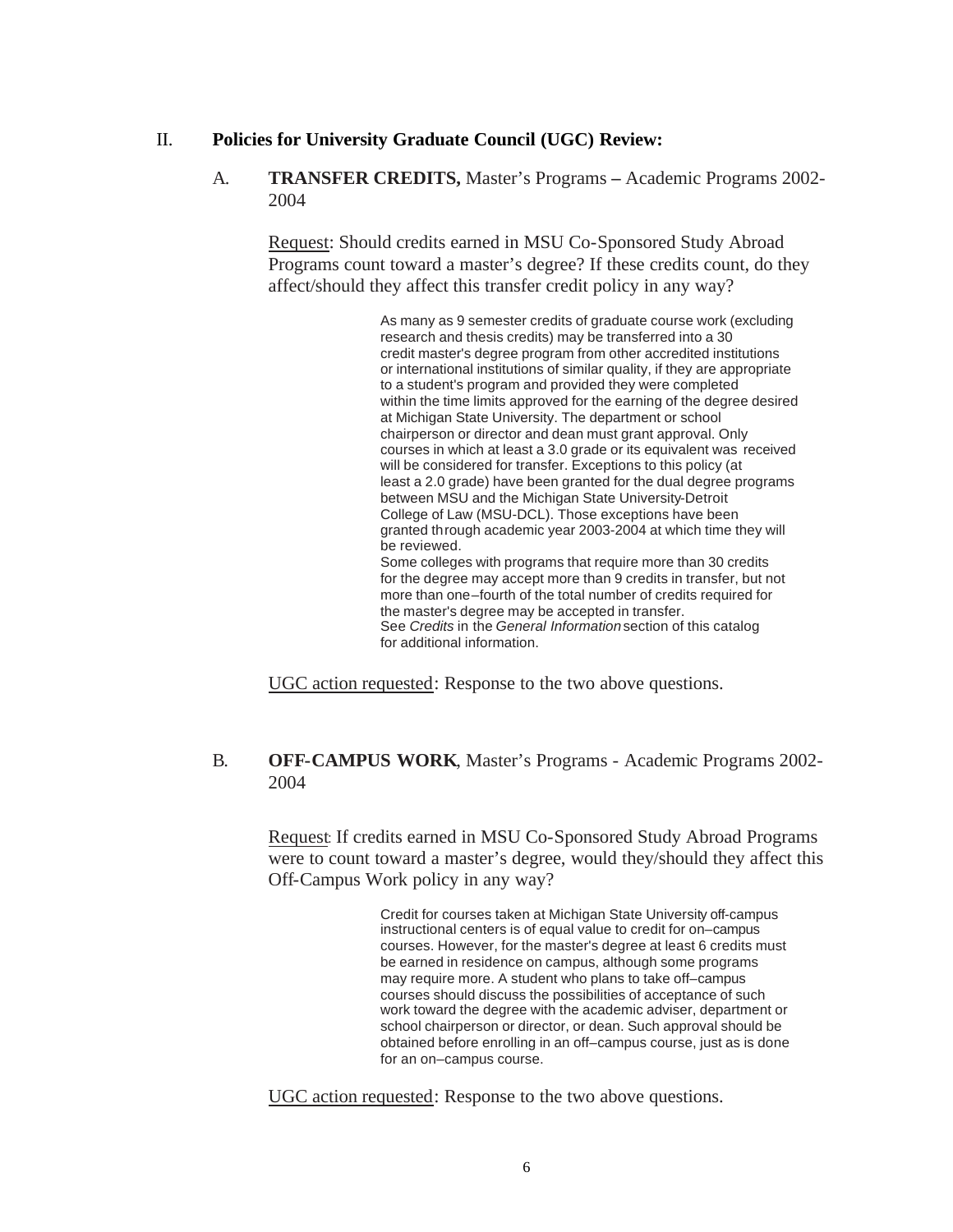## II. Policies for University Graduate Council (UGC) Review:

### A. TRANSFER CREDITS, Master's Programs – Academic Programs 2002-2004

Request: Should credits earned in MSU Co-Sponsored Study Abroad Programs count toward a master's degree? If these credits count, do they affect/should they affect this transfer credit policy in any way?

> As many as 9 semester credits of graduate course work (excluding research and thesis credits) may be transferred into a 30 credit master's degree program from other accredited institutions or international institutions of similar quality, if they are appropriate to a student's program and provided they were completed within the time limits approved for the earning of the degree desired at Michigan State University. The department or school chairperson or director and dean must grant approval. Only courses in which at least a 3.0 grade or its equivalent was received will be considered for transfer. Exceptions to this policy (at least a 2.0 grade) have been granted for the dual degree programs between MSU and the Michigan State University-Detroit College of Law (MSU-DCL). Those exceptions have been granted through academic year 2003-2004 at which time they will be reviewed.
>
> Some colleges with programs that require more than 30 credits for the degree may accept more than 9 credits in transfer, but not more than one–fourth of the total number of credits required for the master's degree may be accepted in transfer.
>
> See *Credits* in the *General Information* section of this catalog for additional information.

UGC action requested: Response to the two above questions.

### B. OFF-CAMPUS WORK, Master's Programs - Academic Programs 2002-2004

Request: If credits earned in MSU Co-Sponsored Study Abroad Programs were to count toward a master's degree, would they/should they affect this Off-Campus Work policy in any way?

> Credit for courses taken at Michigan State University off-campus instructional centers is of equal value to credit for on–campus courses. However, for the master's degree at least 6 credits must be earned in residence on campus, although some programs may require more. A student who plans to take off–campus courses should discuss the possibilities of acceptance of such work toward the degree with the academic adviser, department or school chairperson or director, or dean. Such approval should be obtained before enrolling in an off–campus course, just as is done for an on–campus course.

UGC action requested: Response to the two above questions.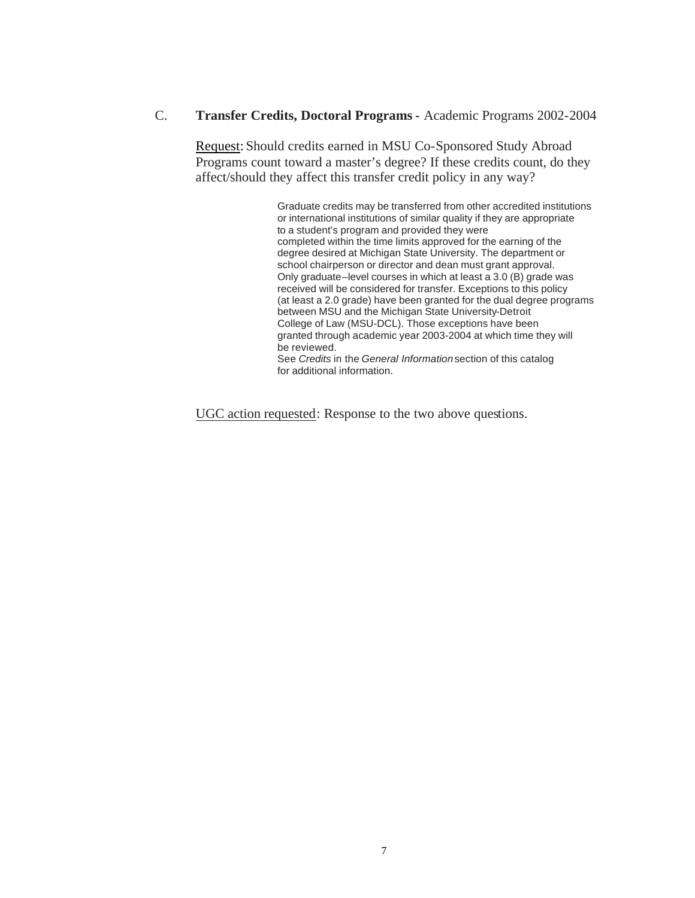C. **Transfer Credits, Doctoral Programs -** Academic Programs 2002-2004

Request: Should credits earned in MSU Co-Sponsored Study Abroad Programs count toward a master's degree? If these credits count, do they affect/should they affect this transfer credit policy in any way?

> Graduate credits may be transferred from other accredited institutions or international institutions of similar quality if they are appropriate to a student's program and provided they were completed within the time limits approved for the earning of the degree desired at Michigan State University. The department or school chairperson or director and dean must grant approval. Only graduate–level courses in which at least a 3.0 (B) grade was received will be considered for transfer. Exceptions to this policy (at least a 2.0 grade) have been granted for the dual degree programs between MSU and the Michigan State University-Detroit College of Law (MSU-DCL). Those exceptions have been granted through academic year 2003-2004 at which time they will be reviewed.
> See *Credits* in the *General Information* section of this catalog for additional information.

UGC action requested: Response to the two above questions.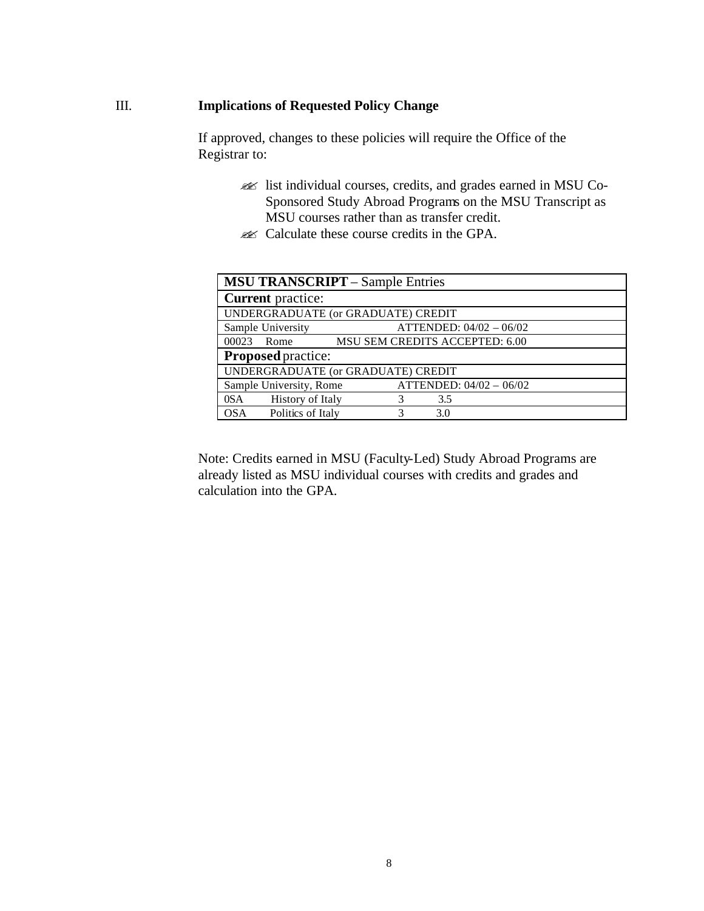## III. Implications of Requested Policy Change

If approved, changes to these policies will require the Office of the Registrar to:

- list individual courses, credits, and grades earned in MSU Co-Sponsored Study Abroad Programs on the MSU Transcript as MSU courses rather than as transfer credit.
- Calculate these course credits in the GPA.

| **MSU TRANSCRIPT** – Sample Entries | | | |
|---|---|---|---|
| **Current** practice: | | | |
| UNDERGRADUATE (or GRADUATE) CREDIT | | | |
| Sample University | | ATTENDED: 04/02 – 06/02 | |
| 00023 Rome | | MSU SEM CREDITS ACCEPTED: 6.00 | |
| **Proposed** practice: | | | |
| UNDERGRADUATE (or GRADUATE) CREDIT | | | |
| Sample University, Rome | | ATTENDED: 04/02 – 06/02 | |
| 0SA | History of Italy | 3 | 3.5 |
| OSA | Politics of Italy | 3 | 3.0 |

Note: Credits earned in MSU (Faculty-Led) Study Abroad Programs are already listed as MSU individual courses with credits and grades and calculation into the GPA.